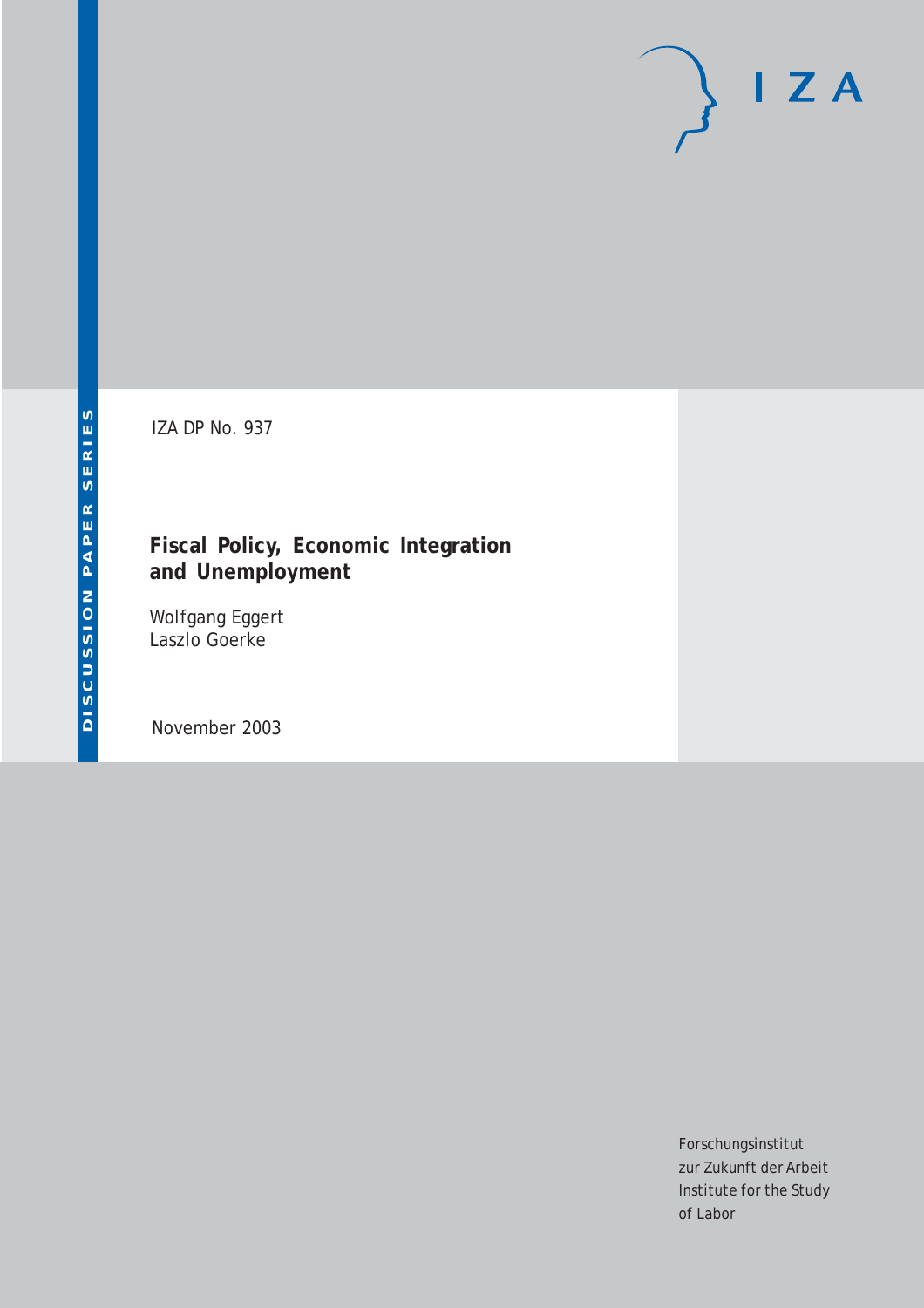DISCUSSION PAPER SERIES

IZA DP No. 937

# Fiscal Policy, Economic Integration and Unemployment

Wolfgang Eggert
Laszlo Goerke

November 2003

I Z A

Forschungsinstitut
zur Zukunft der Arbeit
Institute for the Study
of Labor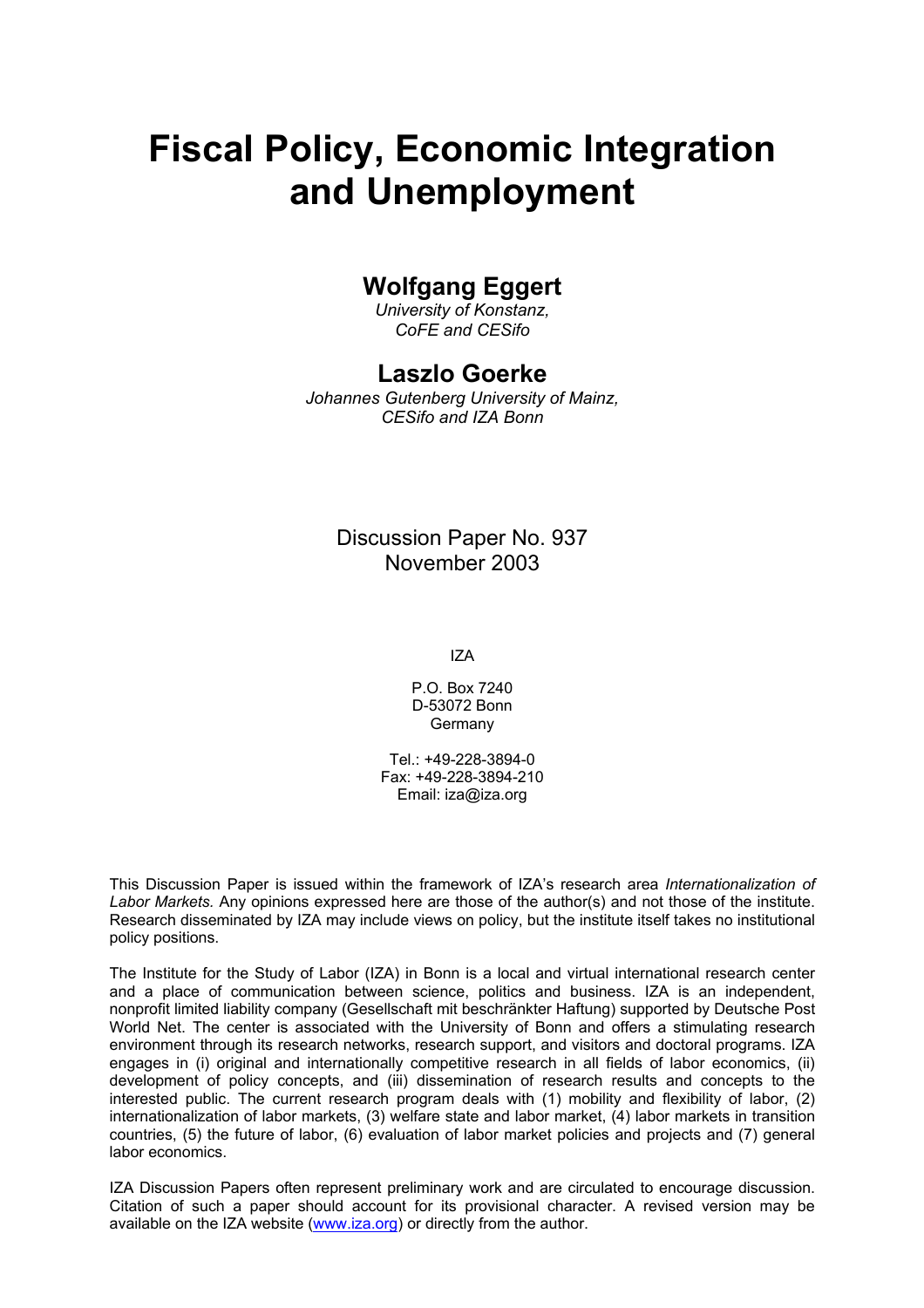# Fiscal Policy, Economic Integration and Unemployment

## Wolfgang Eggert

*University of Konstanz, CoFE and CESifo*

## Laszlo Goerke

*Johannes Gutenberg University of Mainz, CESifo and IZA Bonn*

Discussion Paper No. 937
November 2003

IZA

P.O. Box 7240
D-53072 Bonn
Germany

Tel.: +49-228-3894-0
Fax: +49-228-3894-210
Email: iza@iza.org

This Discussion Paper is issued within the framework of IZA's research area *Internationalization of Labor Markets.* Any opinions expressed here are those of the author(s) and not those of the institute. Research disseminated by IZA may include views on policy, but the institute itself takes no institutional policy positions.

The Institute for the Study of Labor (IZA) in Bonn is a local and virtual international research center and a place of communication between science, politics and business. IZA is an independent, nonprofit limited liability company (Gesellschaft mit beschränkter Haftung) supported by Deutsche Post World Net. The center is associated with the University of Bonn and offers a stimulating research environment through its research networks, research support, and visitors and doctoral programs. IZA engages in (i) original and internationally competitive research in all fields of labor economics, (ii) development of policy concepts, and (iii) dissemination of research results and concepts to the interested public. The current research program deals with (1) mobility and flexibility of labor, (2) internationalization of labor markets, (3) welfare state and labor market, (4) labor markets in transition countries, (5) the future of labor, (6) evaluation of labor market policies and projects and (7) general labor economics.

IZA Discussion Papers often represent preliminary work and are circulated to encourage discussion. Citation of such a paper should account for its provisional character. A revised version may be available on the IZA website (www.iza.org) or directly from the author.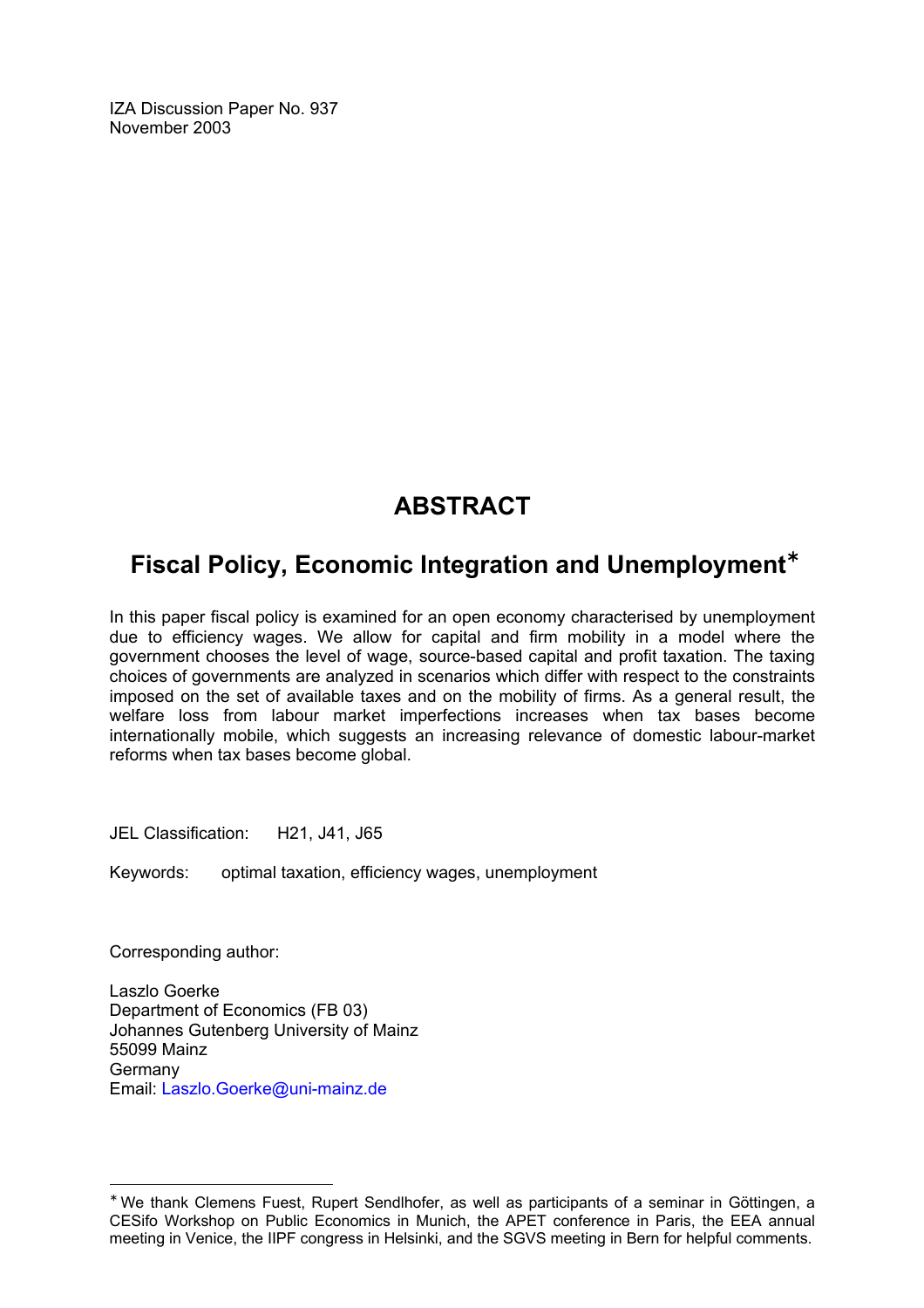IZA Discussion Paper No. 937
November 2003

# ABSTRACT

## Fiscal Policy, Economic Integration and Unemployment[∗]

In this paper fiscal policy is examined for an open economy characterised by unemployment due to efficiency wages. We allow for capital and firm mobility in a model where the government chooses the level of wage, source-based capital and profit taxation. The taxing choices of governments are analyzed in scenarios which differ with respect to the constraints imposed on the set of available taxes and on the mobility of firms. As a general result, the welfare loss from labour market imperfections increases when tax bases become internationally mobile, which suggests an increasing relevance of domestic labour-market reforms when tax bases become global.

JEL Classification: H21, J41, J65

Keywords: optimal taxation, efficiency wages, unemployment

Corresponding author:

Laszlo Goerke
Department of Economics (FB 03)
Johannes Gutenberg University of Mainz
55099 Mainz
Germany
Email: Laszlo.Goerke@uni-mainz.de

[∗] We thank Clemens Fuest, Rupert Sendlhofer, as well as participants of a seminar in Göttingen, a CESifo Workshop on Public Economics in Munich, the APET conference in Paris, the EEA annual meeting in Venice, the IIPF congress in Helsinki, and the SGVS meeting in Bern for helpful comments.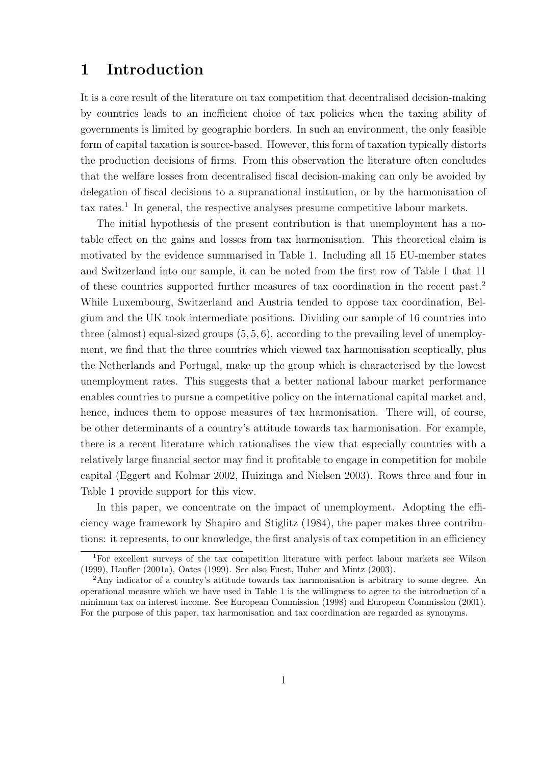# 1 Introduction

It is a core result of the literature on tax competition that decentralised decision-making by countries leads to an inefficient choice of tax policies when the taxing ability of governments is limited by geographic borders. In such an environment, the only feasible form of capital taxation is source-based. However, this form of taxation typically distorts the production decisions of firms. From this observation the literature often concludes that the welfare losses from decentralised fiscal decision-making can only be avoided by delegation of fiscal decisions to a supranational institution, or by the harmonisation of tax rates.[1] In general, the respective analyses presume competitive labour markets.

The initial hypothesis of the present contribution is that unemployment has a notable effect on the gains and losses from tax harmonisation. This theoretical claim is motivated by the evidence summarised in Table 1. Including all 15 EU-member states and Switzerland into our sample, it can be noted from the first row of Table 1 that 11 of these countries supported further measures of tax coordination in the recent past.[2] While Luxembourg, Switzerland and Austria tended to oppose tax coordination, Belgium and the UK took intermediate positions. Dividing our sample of 16 countries into three (almost) equal-sized groups $(5, 5, 6)$, according to the prevailing level of unemployment, we find that the three countries which viewed tax harmonisation sceptically, plus the Netherlands and Portugal, make up the group which is characterised by the lowest unemployment rates. This suggests that a better national labour market performance enables countries to pursue a competitive policy on the international capital market and, hence, induces them to oppose measures of tax harmonisation. There will, of course, be other determinants of a country's attitude towards tax harmonisation. For example, there is a recent literature which rationalises the view that especially countries with a relatively large financial sector may find it profitable to engage in competition for mobile capital (Eggert and Kolmar 2002, Huizinga and Nielsen 2003). Rows three and four in Table 1 provide support for this view.

In this paper, we concentrate on the impact of unemployment. Adopting the efficiency wage framework by Shapiro and Stiglitz (1984), the paper makes three contributions: it represents, to our knowledge, the first analysis of tax competition in an efficiency

[1] For excellent surveys of the tax competition literature with perfect labour markets see Wilson (1999), Haufler (2001a), Oates (1999). See also Fuest, Huber and Mintz (2003).

[2] Any indicator of a country's attitude towards tax harmonisation is arbitrary to some degree. An operational measure which we have used in Table 1 is the willingness to agree to the introduction of a minimum tax on interest income. See European Commission (1998) and European Commission (2001). For the purpose of this paper, tax harmonisation and tax coordination are regarded as synonyms.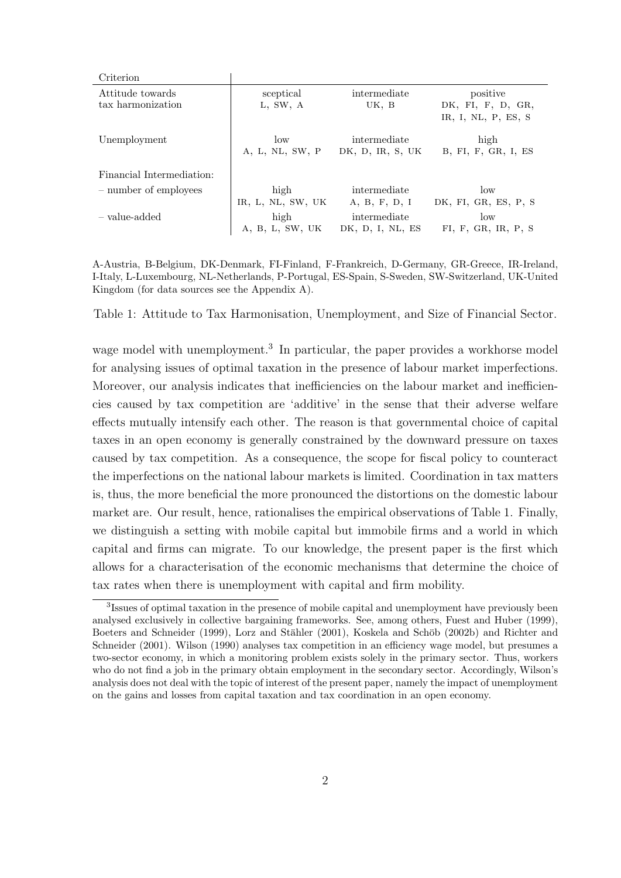| Criterion | | | |
|---|---|---|---|
| Attitude towards tax harmonization | sceptical<br>L, SW, A | intermediate<br>UK, B | positive<br>DK, FI, F, D, GR, IR, I, NL, P, ES, S |
| Unemployment | low<br>A, L, NL, SW, P | intermediate<br>DK, D, IR, S, UK | high<br>B, FI, F, GR, I, ES |
| Financial Intermediation: | | | |
| – number of employees | high<br>IR, L, NL, SW, UK | intermediate<br>A, B, F, D, I | low<br>DK, FI, GR, ES, P, S |
| – value-added | high<br>A, B, L, SW, UK | intermediate<br>DK, D, I, NL, ES | low<br>FI, F, GR, IR, P, S |

A-Austria, B-Belgium, DK-Denmark, FI-Finland, F-Frankreich, D-Germany, GR-Greece, IR-Ireland, I-Italy, L-Luxembourg, NL-Netherlands, P-Portugal, ES-Spain, S-Sweden, SW-Switzerland, UK-United Kingdom (for data sources see the Appendix A).

Table 1: Attitude to Tax Harmonisation, Unemployment, and Size of Financial Sector.

wage model with unemployment.[3] In particular, the paper provides a workhorse model for analysing issues of optimal taxation in the presence of labour market imperfections. Moreover, our analysis indicates that inefficiencies on the labour market and inefficiencies caused by tax competition are 'additive' in the sense that their adverse welfare effects mutually intensify each other. The reason is that governmental choice of capital taxes in an open economy is generally constrained by the downward pressure on taxes caused by tax competition. As a consequence, the scope for fiscal policy to counteract the imperfections on the national labour markets is limited. Coordination in tax matters is, thus, the more beneficial the more pronounced the distortions on the domestic labour market are. Our result, hence, rationalises the empirical observations of Table 1. Finally, we distinguish a setting with mobile capital but immobile firms and a world in which capital and firms can migrate. To our knowledge, the present paper is the first which allows for a characterisation of the economic mechanisms that determine the choice of tax rates when there is unemployment with capital and firm mobility.

[3] Issues of optimal taxation in the presence of mobile capital and unemployment have previously been analysed exclusively in collective bargaining frameworks. See, among others, Fuest and Huber (1999), Boeters and Schneider (1999), Lorz and Stähler (2001), Koskela and Schöb (2002b) and Richter and Schneider (2001). Wilson (1990) analyses tax competition in an efficiency wage model, but presumes a two-sector economy, in which a monitoring problem exists solely in the primary sector. Thus, workers who do not find a job in the primary obtain employment in the secondary sector. Accordingly, Wilson's analysis does not deal with the topic of interest of the present paper, namely the impact of unemployment on the gains and losses from capital taxation and tax coordination in an open economy.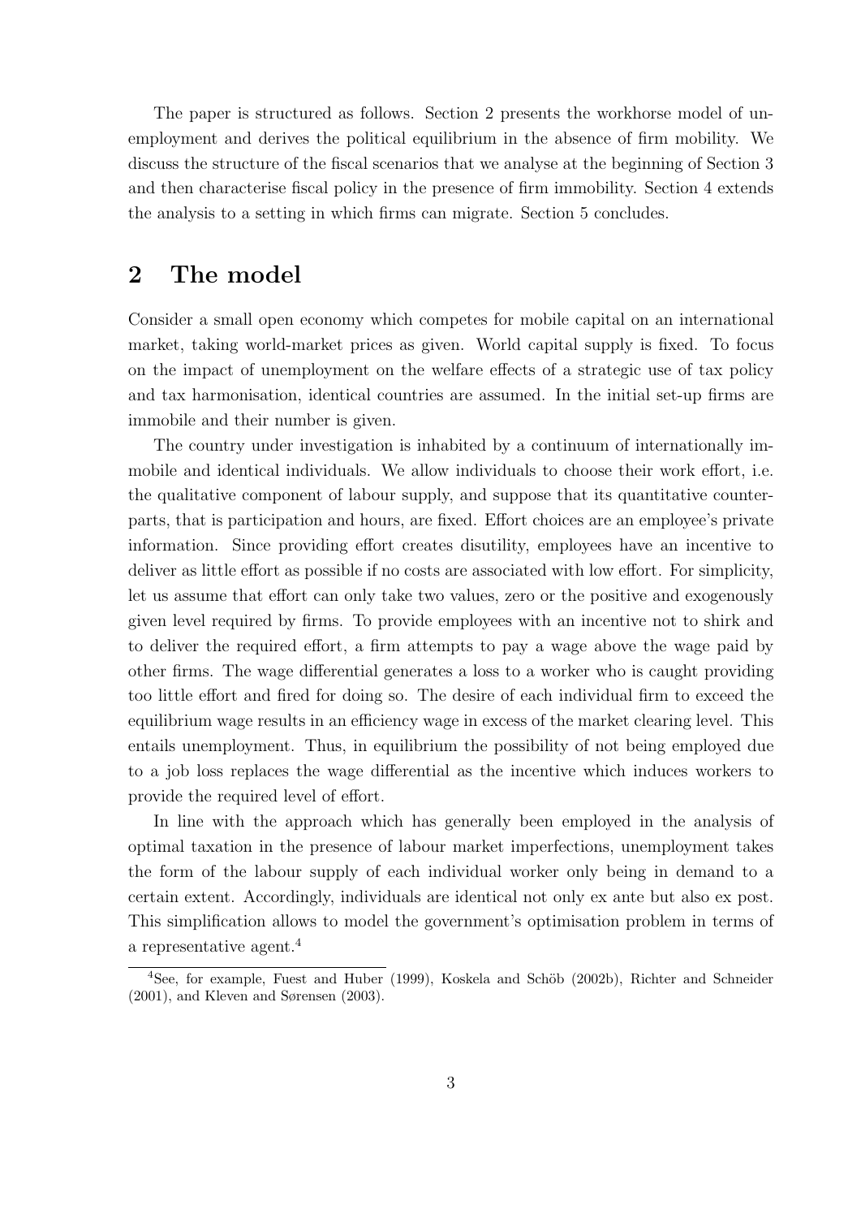The paper is structured as follows. Section 2 presents the workhorse model of unemployment and derives the political equilibrium in the absence of firm mobility. We discuss the structure of the fiscal scenarios that we analyse at the beginning of Section 3 and then characterise fiscal policy in the presence of firm immobility. Section 4 extends the analysis to a setting in which firms can migrate. Section 5 concludes.

## 2 The model

Consider a small open economy which competes for mobile capital on an international market, taking world-market prices as given. World capital supply is fixed. To focus on the impact of unemployment on the welfare effects of a strategic use of tax policy and tax harmonisation, identical countries are assumed. In the initial set-up firms are immobile and their number is given.

The country under investigation is inhabited by a continuum of internationally immobile and identical individuals. We allow individuals to choose their work effort, i.e. the qualitative component of labour supply, and suppose that its quantitative counterparts, that is participation and hours, are fixed. Effort choices are an employee's private information. Since providing effort creates disutility, employees have an incentive to deliver as little effort as possible if no costs are associated with low effort. For simplicity, let us assume that effort can only take two values, zero or the positive and exogenously given level required by firms. To provide employees with an incentive not to shirk and to deliver the required effort, a firm attempts to pay a wage above the wage paid by other firms. The wage differential generates a loss to a worker who is caught providing too little effort and fired for doing so. The desire of each individual firm to exceed the equilibrium wage results in an efficiency wage in excess of the market clearing level. This entails unemployment. Thus, in equilibrium the possibility of not being employed due to a job loss replaces the wage differential as the incentive which induces workers to provide the required level of effort.

In line with the approach which has generally been employed in the analysis of optimal taxation in the presence of labour market imperfections, unemployment takes the form of the labour supply of each individual worker only being in demand to a certain extent. Accordingly, individuals are identical not only ex ante but also ex post. This simplification allows to model the government's optimisation problem in terms of a representative agent.[4]

[4] See, for example, Fuest and Huber (1999), Koskela and Schöb (2002b), Richter and Schneider (2001), and Kleven and Sørensen (2003).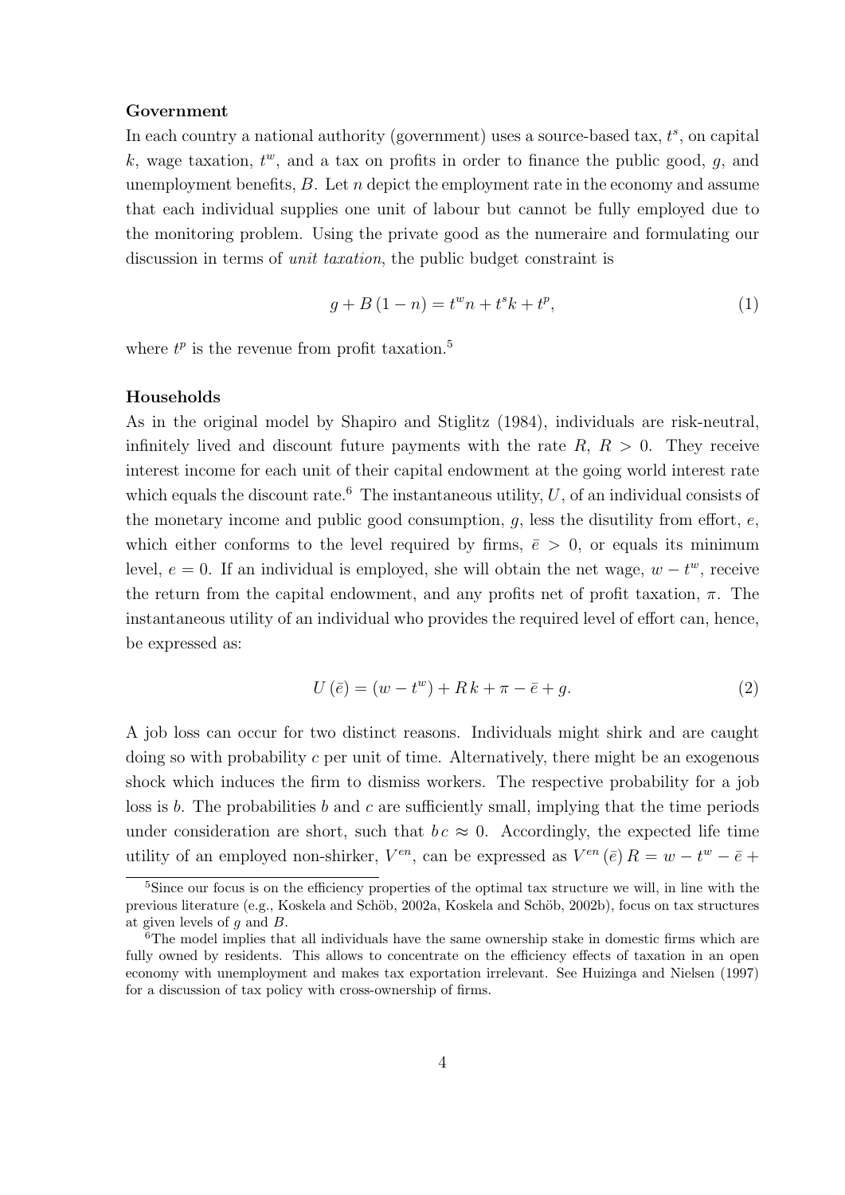**Government**

In each country a national authority (government) uses a source-based tax, $t^s$, on capital $k$, wage taxation, $t^w$, and a tax on profits in order to finance the public good, $g$, and unemployment benefits, $B$. Let $n$ depict the employment rate in the economy and assume that each individual supplies one unit of labour but cannot be fully employed due to the monitoring problem. Using the private good as the numeraire and formulating our discussion in terms of *unit taxation*, the public budget constraint is

$$g + B(1 - n) = t^w n + t^s k + t^p, \tag{1}$$

where $t^p$ is the revenue from profit taxation.[5]

**Households**

As in the original model by Shapiro and Stiglitz (1984), individuals are risk-neutral, infinitely lived and discount future payments with the rate $R$, $R > 0$. They receive interest income for each unit of their capital endowment at the going world interest rate which equals the discount rate.[6] The instantaneous utility, $U$, of an individual consists of the monetary income and public good consumption, $g$, less the disutility from effort, $e$, which either conforms to the level required by firms, $\bar{e} > 0$, or equals its minimum level, $e = 0$. If an individual is employed, she will obtain the net wage, $w - t^w$, receive the return from the capital endowment, and any profits net of profit taxation, $\pi$. The instantaneous utility of an individual who provides the required level of effort can, hence, be expressed as:

$$U(\bar{e}) = (w - t^w) + R\,k + \pi - \bar{e} + g. \tag{2}$$

A job loss can occur for two distinct reasons. Individuals might shirk and are caught doing so with probability $c$ per unit of time. Alternatively, there might be an exogenous shock which induces the firm to dismiss workers. The respective probability for a job loss is $b$. The probabilities $b$ and $c$ are sufficiently small, implying that the time periods under consideration are short, such that $b\,c \approx 0$. Accordingly, the expected life time utility of an employed non-shirker, $V^{en}$, can be expressed as $V^{en}(\bar{e})\,R = w - t^w - \bar{e} +$

[5] Since our focus is on the efficiency properties of the optimal tax structure we will, in line with the previous literature (e.g., Koskela and Schöb, 2002a, Koskela and Schöb, 2002b), focus on tax structures at given levels of $g$ and $B$.

[6] The model implies that all individuals have the same ownership stake in domestic firms which are fully owned by residents. This allows to concentrate on the efficiency effects of taxation in an open economy with unemployment and makes tax exportation irrelevant. See Huizinga and Nielsen (1997) for a discussion of tax policy with cross-ownership of firms.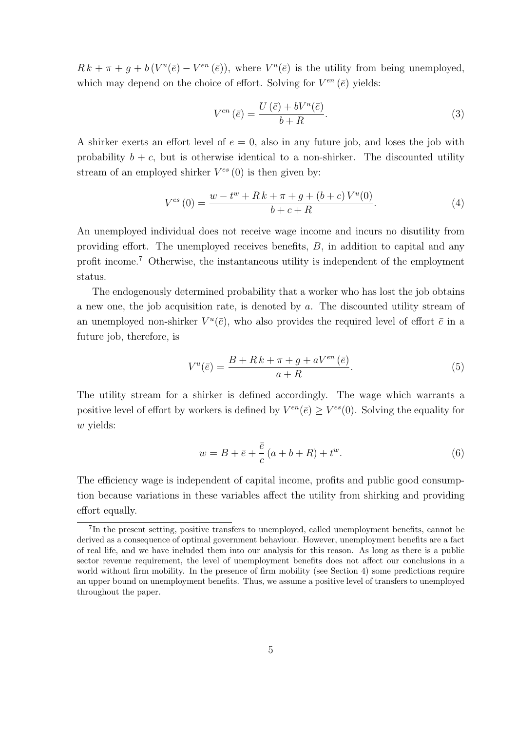$R\,k + \pi + g + b\,(V^u(\bar{e}) - V^{en}(\bar{e}))$, where $V^u(\bar{e})$ is the utility from being unemployed, which may depend on the choice of effort. Solving for $V^{en}(\bar{e})$ yields:

$$V^{en}(\bar{e}) = \frac{U(\bar{e}) + bV^u(\bar{e})}{b + R}. \tag{3}$$

A shirker exerts an effort level of $e = 0$, also in any future job, and loses the job with probability $b + c$, but is otherwise identical to a non-shirker. The discounted utility stream of an employed shirker $V^{es}(0)$ is then given by:

$$V^{es}(0) = \frac{w - t^w + R\,k + \pi + g + (b + c)\,V^u(0)}{b + c + R}. \tag{4}$$

An unemployed individual does not receive wage income and incurs no disutility from providing effort. The unemployed receives benefits, $B$, in addition to capital and any profit income.[7] Otherwise, the instantaneous utility is independent of the employment status.

The endogenously determined probability that a worker who has lost the job obtains a new one, the job acquisition rate, is denoted by $a$. The discounted utility stream of an unemployed non-shirker $V^u(\bar{e})$, who also provides the required level of effort $\bar{e}$ in a future job, therefore, is

$$V^u(\bar{e}) = \frac{B + R\,k + \pi + g + aV^{en}(\bar{e})}{a + R}. \tag{5}$$

The utility stream for a shirker is defined accordingly. The wage which warrants a positive level of effort by workers is defined by $V^{en}(\bar{e}) \geq V^{es}(0)$. Solving the equality for $w$ yields:

$$w = B + \bar{e} + \frac{\bar{e}}{c}\,(a + b + R) + t^w. \tag{6}$$

The efficiency wage is independent of capital income, profits and public good consumption because variations in these variables affect the utility from shirking and providing effort equally.

[7] In the present setting, positive transfers to unemployed, called unemployment benefits, cannot be derived as a consequence of optimal government behaviour. However, unemployment benefits are a fact of real life, and we have included them into our analysis for this reason. As long as there is a public sector revenue requirement, the level of unemployment benefits does not affect our conclusions in a world without firm mobility. In the presence of firm mobility (see Section 4) some predictions require an upper bound on unemployment benefits. Thus, we assume a positive level of transfers to unemployed throughout the paper.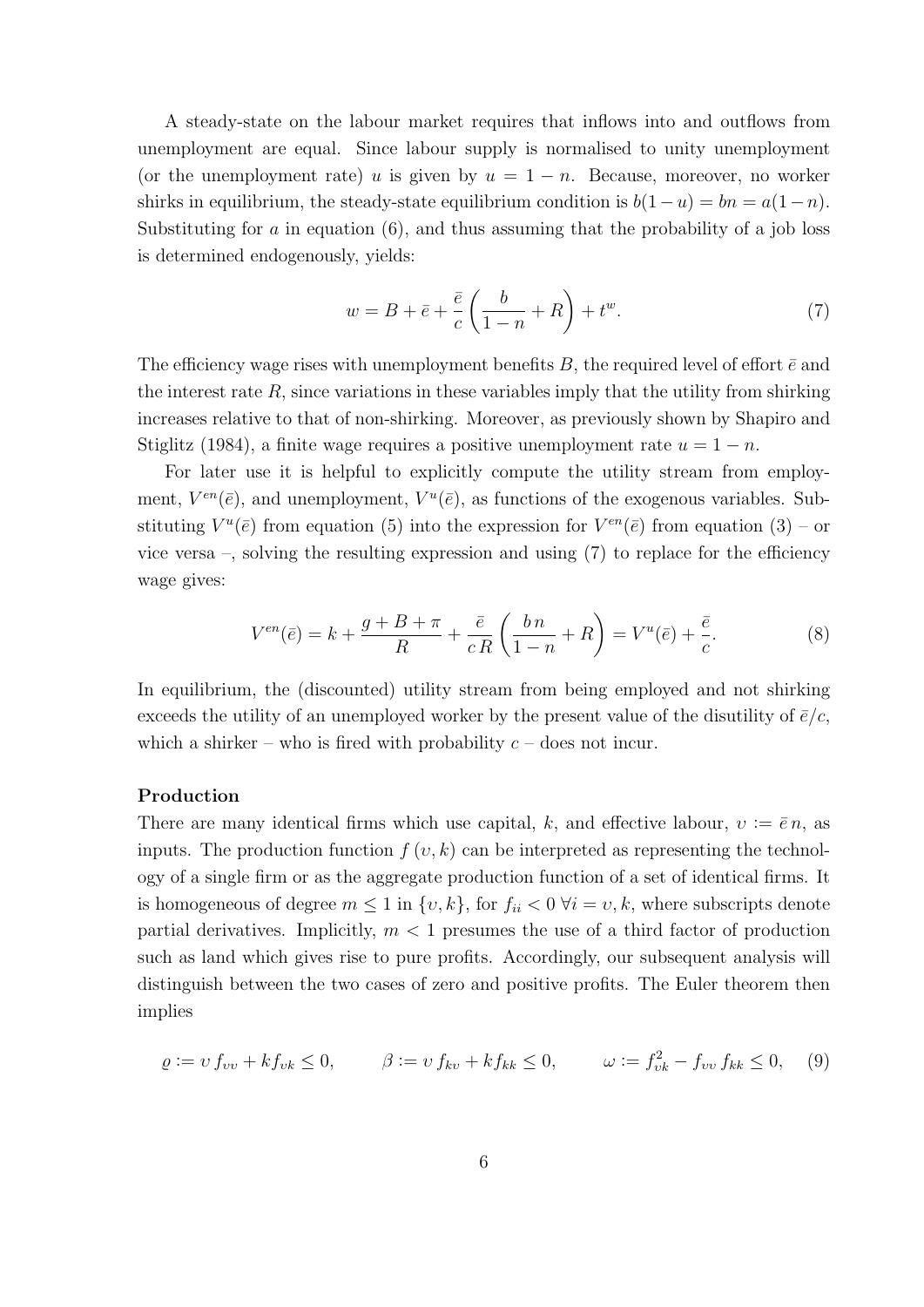A steady-state on the labour market requires that inflows into and outflows from unemployment are equal. Since labour supply is normalised to unity unemployment (or the unemployment rate) $u$ is given by $u = 1 - n$. Because, moreover, no worker shirks in equilibrium, the steady-state equilibrium condition is $b(1-u) = bn = a(1-n)$. Substituting for $a$ in equation (6), and thus assuming that the probability of a job loss is determined endogenously, yields:

$$w = B + \bar{e} + \frac{\bar{e}}{c}\left(\frac{b}{1-n} + R\right) + t^w. \tag{7}$$

The efficiency wage rises with unemployment benefits $B$, the required level of effort $\bar{e}$ and the interest rate $R$, since variations in these variables imply that the utility from shirking increases relative to that of non-shirking. Moreover, as previously shown by Shapiro and Stiglitz (1984), a finite wage requires a positive unemployment rate $u = 1 - n$.

For later use it is helpful to explicitly compute the utility stream from employment, $V^{en}(\bar{e})$, and unemployment, $V^u(\bar{e})$, as functions of the exogenous variables. Substituting $V^u(\bar{e})$ from equation (5) into the expression for $V^{en}(\bar{e})$ from equation (3) – or vice versa –, solving the resulting expression and using (7) to replace for the efficiency wage gives:

$$V^{en}(\bar{e}) = k + \frac{g + B + \pi}{R} + \frac{\bar{e}}{c\,R}\left(\frac{b\,n}{1-n} + R\right) = V^u(\bar{e}) + \frac{\bar{e}}{c}. \tag{8}$$

In equilibrium, the (discounted) utility stream from being employed and not shirking exceeds the utility of an unemployed worker by the present value of the disutility of $\bar{e}/c$, which a shirker – who is fired with probability $c$ – does not incur.

**Production**

There are many identical firms which use capital, $k$, and effective labour, $\upsilon := \bar{e}\,n$, as inputs. The production function $f(\upsilon, k)$ can be interpreted as representing the technology of a single firm or as the aggregate production function of a set of identical firms. It is homogeneous of degree $m \leq 1$ in $\{\upsilon, k\}$, for $f_{ii} < 0 \;\forall i = \upsilon, k$, where subscripts denote partial derivatives. Implicitly, $m < 1$ presumes the use of a third factor of production such as land which gives rise to pure profits. Accordingly, our subsequent analysis will distinguish between the two cases of zero and positive profits. The Euler theorem then implies

$$\varrho := \upsilon\, f_{\upsilon\upsilon} + k f_{\upsilon k} \leq 0, \qquad \beta := \upsilon\, f_{k\upsilon} + k\, f_{kk} \leq 0, \qquad \omega := f_{\upsilon k}^2 - f_{\upsilon\upsilon}\, f_{kk} \leq 0, \tag{9}$$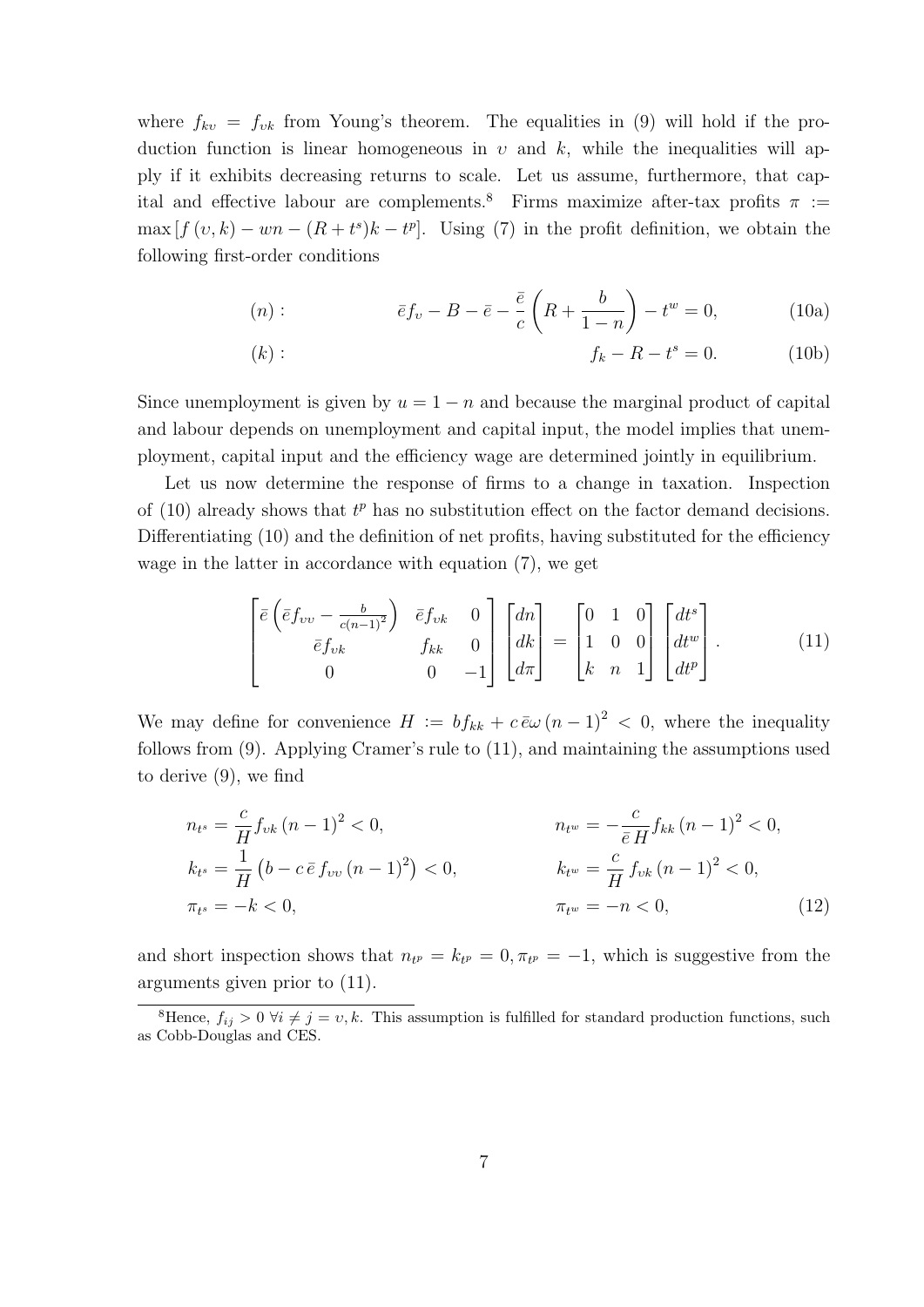where $f_{k\upsilon} = f_{\upsilon k}$ from Young's theorem. The equalities in (9) will hold if the production function is linear homogeneous in $\upsilon$ and $k$, while the inequalities will apply if it exhibits decreasing returns to scale. Let us assume, furthermore, that capital and effective labour are complements.[8] Firms maximize after-tax profits $\pi := \max\left[f(\upsilon, k) - wn - (R + t^s)k - t^p\right]$. Using (7) in the profit definition, we obtain the following first-order conditions

$$(n): \qquad \bar{e} f_\upsilon - B - \bar{e} - \frac{\bar{e}}{c}\left(R + \frac{b}{1-n}\right) - t^w = 0, \tag{10a}$$

$$(k): \qquad f_k - R - t^s = 0. \tag{10b}$$

Since unemployment is given by $u = 1 - n$ and because the marginal product of capital and labour depends on unemployment and capital input, the model implies that unemployment, capital input and the efficiency wage are determined jointly in equilibrium.

Let us now determine the response of firms to a change in taxation. Inspection of (10) already shows that $t^p$ has no substitution effect on the factor demand decisions. Differentiating (10) and the definition of net profits, having substituted for the efficiency wage in the latter in accordance with equation (7), we get

$$\begin{bmatrix} \bar{e}\left(\bar{e} f_{\upsilon\upsilon} - \frac{b}{c(n-1)^2}\right) & \bar{e} f_{\upsilon k} & 0 \\ \bar{e} f_{\upsilon k} & f_{kk} & 0 \\ 0 & 0 & -1 \end{bmatrix} \begin{bmatrix} dn \\ dk \\ d\pi \end{bmatrix} = \begin{bmatrix} 0 & 1 & 0 \\ 1 & 0 & 0 \\ k & n & 1 \end{bmatrix} \begin{bmatrix} dt^s \\ dt^w \\ dt^p \end{bmatrix}. \tag{11}$$

We may define for convenience $H := b f_{kk} + c\,\bar{e}\omega\,(n-1)^2 < 0$, where the inequality follows from (9). Applying Cramer's rule to (11), and maintaining the assumptions used to derive (9), we find

$$\begin{aligned}
n_{t^s} &= \frac{c}{H} f_{\upsilon k}\,(n-1)^2 < 0, & n_{t^w} &= -\frac{c}{\bar{e}\,H} f_{kk}\,(n-1)^2 < 0, \\
k_{t^s} &= \frac{1}{H}\left(b - c\,\bar{e}\,f_{\upsilon\upsilon}\,(n-1)^2\right) < 0, & k_{t^w} &= \frac{c}{H}\,f_{\upsilon k}\,(n-1)^2 < 0, \\
\pi_{t^s} &= -k < 0, & \pi_{t^w} &= -n < 0,
\end{aligned} \tag{12}$$

and short inspection shows that $n_{t^p} = k_{t^p} = 0, \pi_{t^p} = -1$, which is suggestive from the arguments given prior to (11).

[8] Hence, $f_{ij} > 0 \; \forall i \neq j = \upsilon, k$. This assumption is fulfilled for standard production functions, such as Cobb-Douglas and CES.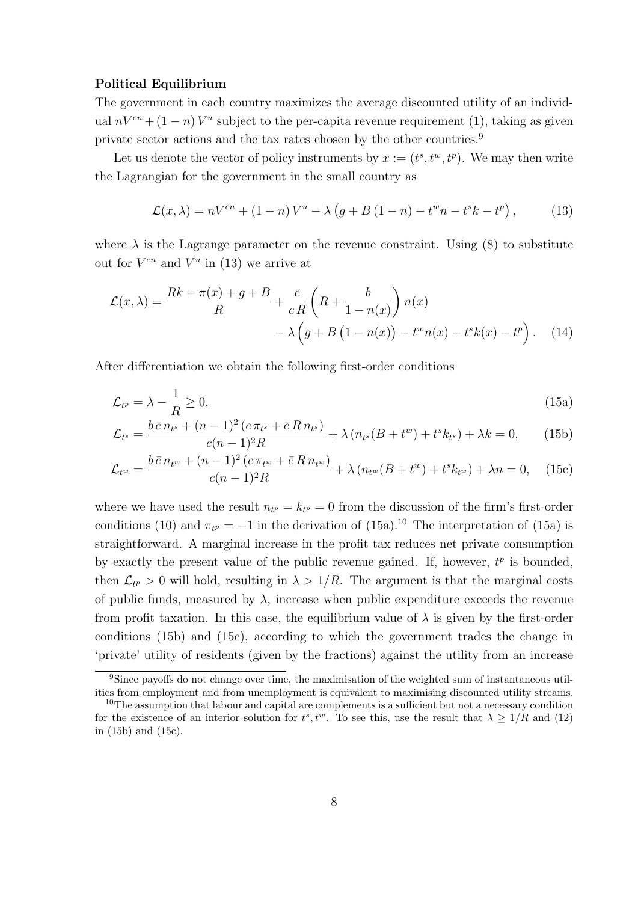**Political Equilibrium**

The government in each country maximizes the average discounted utility of an individual $nV^{en} + (1-n)\, V^u$ subject to the per-capita revenue requirement (1), taking as given private sector actions and the tax rates chosen by the other countries.[9]

Let us denote the vector of policy instruments by $x := (t^s, t^w, t^p)$. We may then write the Lagrangian for the government in the small country as

$$\mathcal{L}(x, \lambda) = nV^{en} + (1-n)\, V^u - \lambda \left( g + B\,(1-n) - t^w n - t^s k - t^p \right), \tag{13}$$

where $\lambda$ is the Lagrange parameter on the revenue constraint. Using (8) to substitute out for $V^{en}$ and $V^u$ in (13) we arrive at

$$\mathcal{L}(x, \lambda) = \frac{Rk + \pi(x) + g + B}{R} + \frac{\bar{e}}{c\,R} \left( R + \frac{b}{1-n(x)} \right) n(x) \\ - \lambda \Big( g + B\,\big(1-n(x)\big) - t^w n(x) - t^s k(x) - t^p \Big). \tag{14}$$

After differentiation we obtain the following first-order conditions

$$\mathcal{L}_{t^p} = \lambda - \frac{1}{R} \geq 0, \tag{15a}$$

$$\mathcal{L}_{t^s} = \frac{b\,\bar{e}\, n_{t^s} + (n-1)^2\,(c\,\pi_{t^s} + \bar{e}\,R\, n_{t^s})}{c(n-1)^2 R} + \lambda\,(n_{t^s}(B + t^w) + t^s k_{t^s}) + \lambda k = 0, \tag{15b}$$

$$\mathcal{L}_{t^w} = \frac{b\,\bar{e}\, n_{t^w} + (n-1)^2\,(c\,\pi_{t^w} + \bar{e}\,R\, n_{t^w})}{c(n-1)^2 R} + \lambda\,(n_{t^w}(B + t^w) + t^s k_{t^w}) + \lambda n = 0, \tag{15c}$$

where we have used the result $n_{t^p} = k_{t^p} = 0$ from the discussion of the firm's first-order conditions (10) and $\pi_{t^p} = -1$ in the derivation of (15a).[10] The interpretation of (15a) is straightforward. A marginal increase in the profit tax reduces net private consumption by exactly the present value of the public revenue gained. If, however, $t^p$ is bounded, then $\mathcal{L}_{t^p} > 0$ will hold, resulting in $\lambda > 1/R$. The argument is that the marginal costs of public funds, measured by $\lambda$, increase when public expenditure exceeds the revenue from profit taxation. In this case, the equilibrium value of $\lambda$ is given by the first-order conditions (15b) and (15c), according to which the government trades the change in 'private' utility of residents (given by the fractions) against the utility from an increase

---

[9] Since payoffs do not change over time, the maximisation of the weighted sum of instantaneous utilities from employment and from unemployment is equivalent to maximising discounted utility streams.

[10] The assumption that labour and capital are complements is a sufficient but not a necessary condition for the existence of an interior solution for $t^s, t^w$. To see this, use the result that $\lambda \geq 1/R$ and (12) in (15b) and (15c).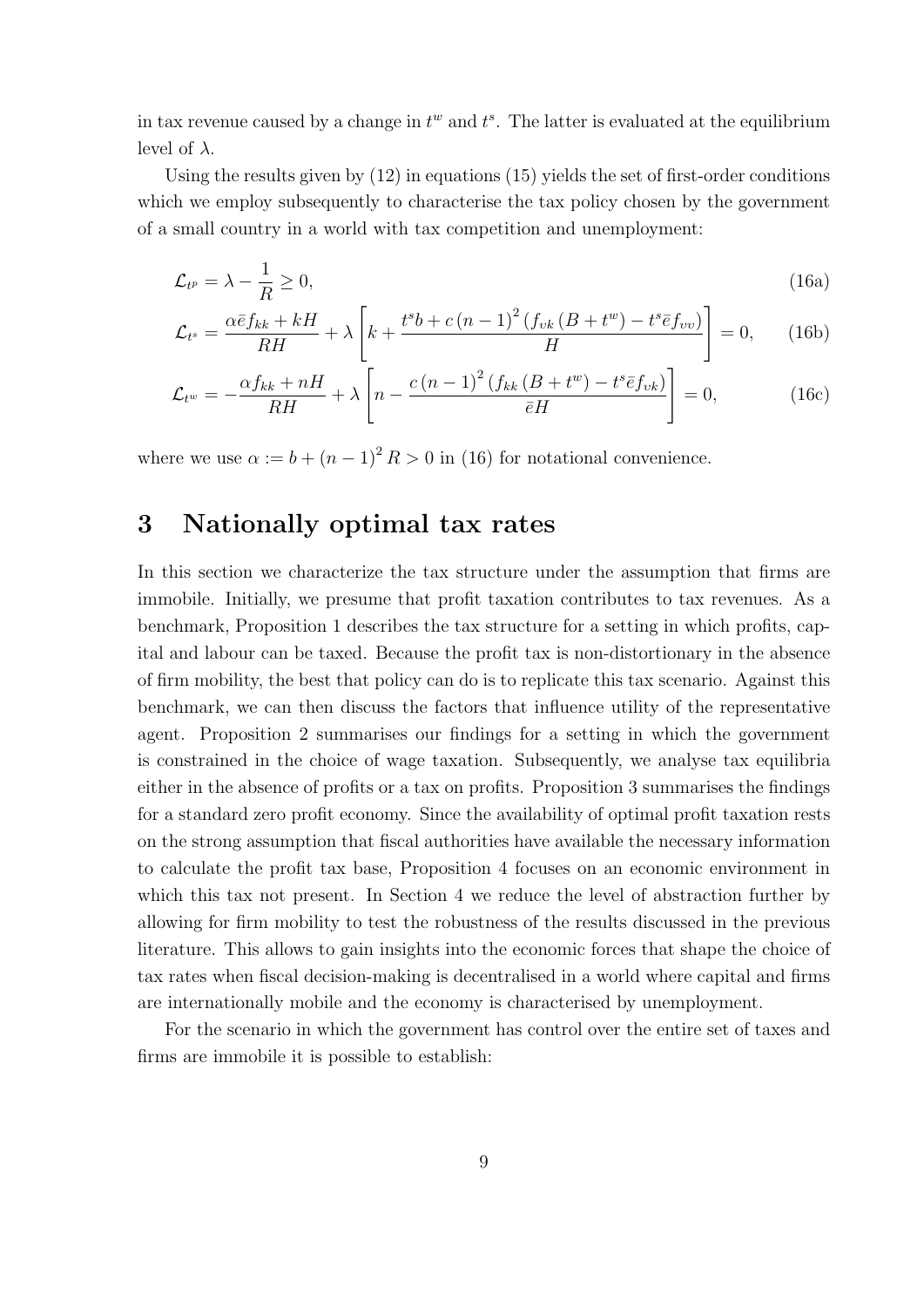in tax revenue caused by a change in $t^w$ and $t^s$. The latter is evaluated at the equilibrium level of $\lambda$.

Using the results given by (12) in equations (15) yields the set of first-order conditions which we employ subsequently to characterise the tax policy chosen by the government of a small country in a world with tax competition and unemployment:

$$\mathcal{L}_{t^p} = \lambda - \frac{1}{R} \geq 0, \tag{16a}$$

$$\mathcal{L}_{t^s} = \frac{\alpha \bar{e} f_{kk} + kH}{RH} + \lambda \left[ k + \frac{t^s b + c\,(n-1)^2 \left( f_{vk} \left( B + t^w \right) - t^s \bar{e} f_{vv} \right)}{H} \right] = 0, \tag{16b}$$

$$\mathcal{L}_{t^w} = -\frac{\alpha f_{kk} + nH}{RH} + \lambda \left[ n - \frac{c\,(n-1)^2 \left( f_{kk} \left( B + t^w \right) - t^s \bar{e} f_{vk} \right)}{\bar{e} H} \right] = 0, \tag{16c}$$

where we use $\alpha := b + (n-1)^2 R > 0$ in (16) for notational convenience.

# 3 Nationally optimal tax rates

In this section we characterize the tax structure under the assumption that firms are immobile. Initially, we presume that profit taxation contributes to tax revenues. As a benchmark, Proposition 1 describes the tax structure for a setting in which profits, capital and labour can be taxed. Because the profit tax is non-distortionary in the absence of firm mobility, the best that policy can do is to replicate this tax scenario. Against this benchmark, we can then discuss the factors that influence utility of the representative agent. Proposition 2 summarises our findings for a setting in which the government is constrained in the choice of wage taxation. Subsequently, we analyse tax equilibria either in the absence of profits or a tax on profits. Proposition 3 summarises the findings for a standard zero profit economy. Since the availability of optimal profit taxation rests on the strong assumption that fiscal authorities have available the necessary information to calculate the profit tax base, Proposition 4 focuses on an economic environment in which this tax not present. In Section 4 we reduce the level of abstraction further by allowing for firm mobility to test the robustness of the results discussed in the previous literature. This allows to gain insights into the economic forces that shape the choice of tax rates when fiscal decision-making is decentralised in a world where capital and firms are internationally mobile and the economy is characterised by unemployment.

For the scenario in which the government has control over the entire set of taxes and firms are immobile it is possible to establish: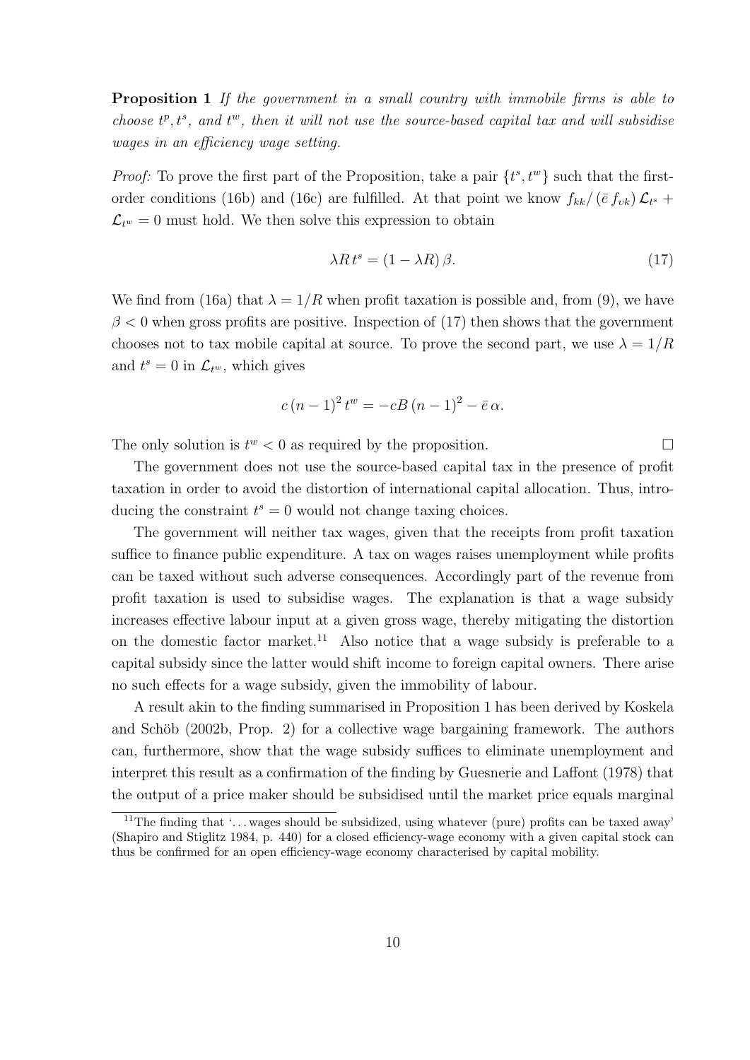**Proposition 1** *If the government in a small country with immobile firms is able to choose $t^p, t^s$, and $t^w$, then it will not use the source-based capital tax and will subsidise wages in an efficiency wage setting.*

*Proof:* To prove the first part of the Proposition, take a pair $\{t^s, t^w\}$ such that the first-order conditions (16b) and (16c) are fulfilled. At that point we know $f_{kk}/(\bar{e}\, f_{vk})\, \mathcal{L}_{t^s} + \mathcal{L}_{t^w} = 0$ must hold. We then solve this expression to obtain

$$\lambda R\, t^s = (1 - \lambda R)\, \beta. \tag{17}$$

We find from (16a) that $\lambda = 1/R$ when profit taxation is possible and, from (9), we have $\beta < 0$ when gross profits are positive. Inspection of (17) then shows that the government chooses not to tax mobile capital at source. To prove the second part, we use $\lambda = 1/R$ and $t^s = 0$ in $\mathcal{L}_{t^w}$, which gives

$$c\,(n-1)^2\, t^w = -cB\,(n-1)^2 - \bar{e}\,\alpha.$$

The only solution is $t^w < 0$ as required by the proposition. □

The government does not use the source-based capital tax in the presence of profit taxation in order to avoid the distortion of international capital allocation. Thus, introducing the constraint $t^s = 0$ would not change taxing choices.

The government will neither tax wages, given that the receipts from profit taxation suffice to finance public expenditure. A tax on wages raises unemployment while profits can be taxed without such adverse consequences. Accordingly part of the revenue from profit taxation is used to subsidise wages. The explanation is that a wage subsidy increases effective labour input at a given gross wage, thereby mitigating the distortion on the domestic factor market.[11] Also notice that a wage subsidy is preferable to a capital subsidy since the latter would shift income to foreign capital owners. There arise no such effects for a wage subsidy, given the immobility of labour.

A result akin to the finding summarised in Proposition 1 has been derived by Koskela and Schöb (2002b, Prop. 2) for a collective wage bargaining framework. The authors can, furthermore, show that the wage subsidy suffices to eliminate unemployment and interpret this result as a confirmation of the finding by Guesnerie and Laffont (1978) that the output of a price maker should be subsidised until the market price equals marginal

[11] The finding that '…wages should be subsidized, using whatever (pure) profits can be taxed away' (Shapiro and Stiglitz 1984, p. 440) for a closed efficiency-wage economy with a given capital stock can thus be confirmed for an open efficiency-wage economy characterised by capital mobility.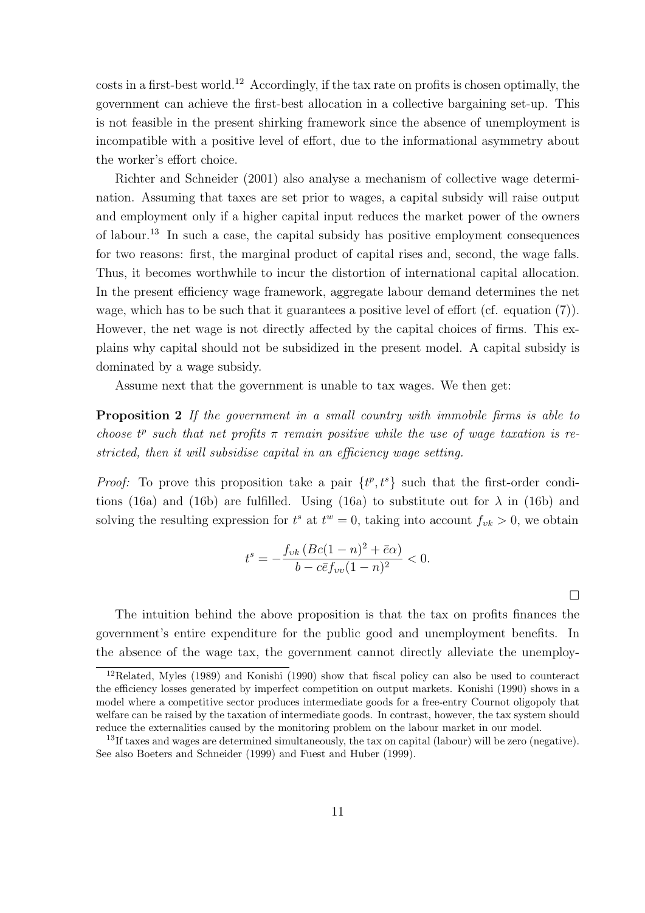costs in a first-best world.[12] Accordingly, if the tax rate on profits is chosen optimally, the government can achieve the first-best allocation in a collective bargaining set-up. This is not feasible in the present shirking framework since the absence of unemployment is incompatible with a positive level of effort, due to the informational asymmetry about the worker's effort choice.

Richter and Schneider (2001) also analyse a mechanism of collective wage determination. Assuming that taxes are set prior to wages, a capital subsidy will raise output and employment only if a higher capital input reduces the market power of the owners of labour.[13] In such a case, the capital subsidy has positive employment consequences for two reasons: first, the marginal product of capital rises and, second, the wage falls. Thus, it becomes worthwhile to incur the distortion of international capital allocation. In the present efficiency wage framework, aggregate labour demand determines the net wage, which has to be such that it guarantees a positive level of effort (cf. equation (7)). However, the net wage is not directly affected by the capital choices of firms. This explains why capital should not be subsidized in the present model. A capital subsidy is dominated by a wage subsidy.

Assume next that the government is unable to tax wages. We then get:

**Proposition 2** *If the government in a small country with immobile firms is able to choose $t^p$ such that net profits $\pi$ remain positive while the use of wage taxation is restricted, then it will subsidise capital in an efficiency wage setting.*

*Proof:* To prove this proposition take a pair $\{t^p, t^s\}$ such that the first-order conditions (16a) and (16b) are fulfilled. Using (16a) to substitute out for $\lambda$ in (16b) and solving the resulting expression for $t^s$ at $t^w = 0$, taking into account $f_{vk} > 0$, we obtain

$$t^s = -\frac{f_{vk}\left(Bc(1-n)^2 + \bar{e}\alpha\right)}{b - c\bar{e}f_{vv}(1-n)^2} < 0.$$

□

The intuition behind the above proposition is that the tax on profits finances the government's entire expenditure for the public good and unemployment benefits. In the absence of the wage tax, the government cannot directly alleviate the unemploy-

[12] Related, Myles (1989) and Konishi (1990) show that fiscal policy can also be used to counteract the efficiency losses generated by imperfect competition on output markets. Konishi (1990) shows in a model where a competitive sector produces intermediate goods for a free-entry Cournot oligopoly that welfare can be raised by the taxation of intermediate goods. In contrast, however, the tax system should reduce the externalities caused by the monitoring problem on the labour market in our model.

[13] If taxes and wages are determined simultaneously, the tax on capital (labour) will be zero (negative). See also Boeters and Schneider (1999) and Fuest and Huber (1999).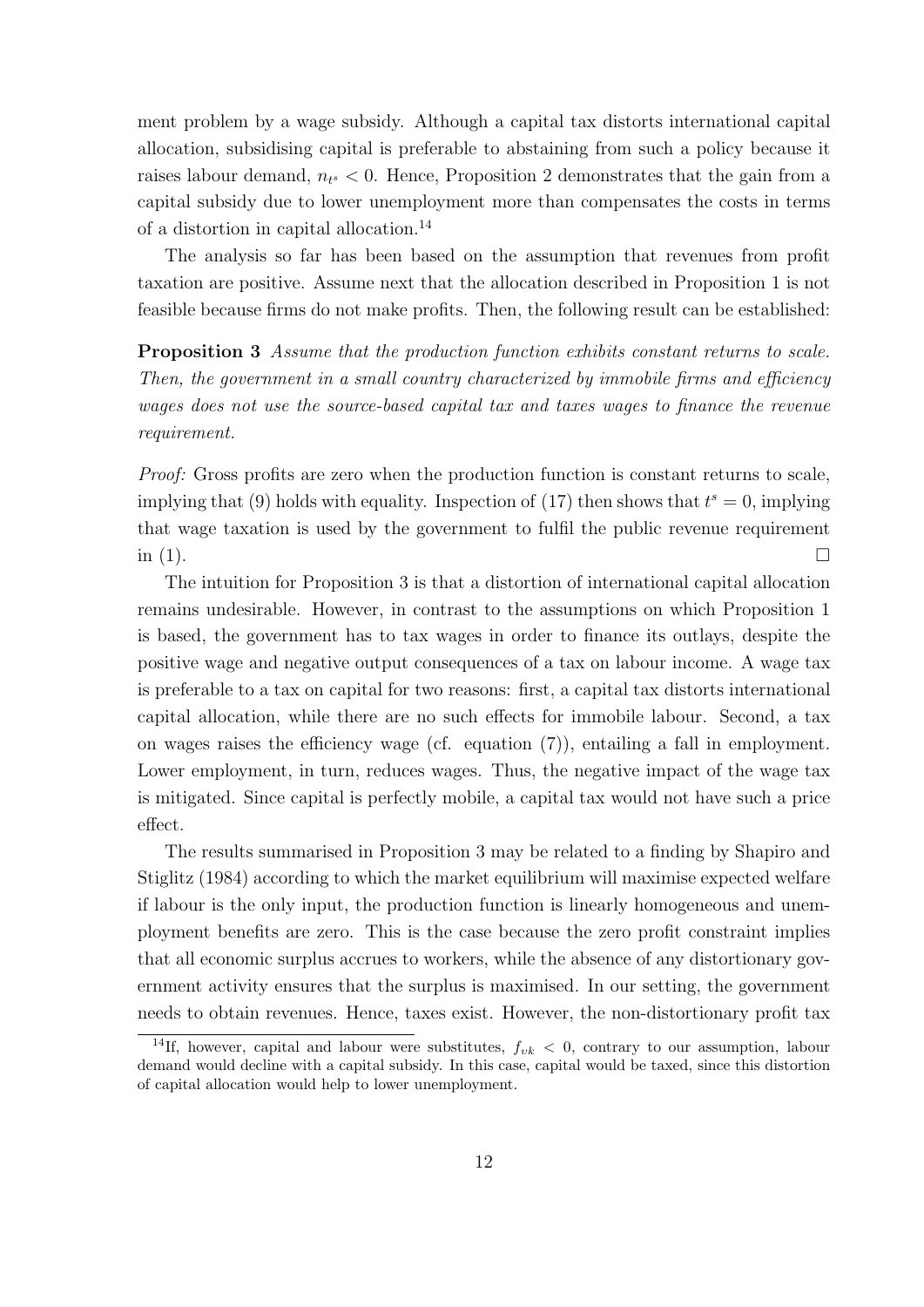ment problem by a wage subsidy. Although a capital tax distorts international capital allocation, subsidising capital is preferable to abstaining from such a policy because it raises labour demand, $n_{t^s} < 0$. Hence, Proposition 2 demonstrates that the gain from a capital subsidy due to lower unemployment more than compensates the costs in terms of a distortion in capital allocation.[14]

The analysis so far has been based on the assumption that revenues from profit taxation are positive. Assume next that the allocation described in Proposition 1 is not feasible because firms do not make profits. Then, the following result can be established:

**Proposition 3** *Assume that the production function exhibits constant returns to scale. Then, the government in a small country characterized by immobile firms and efficiency wages does not use the source-based capital tax and taxes wages to finance the revenue requirement.*

*Proof:* Gross profits are zero when the production function is constant returns to scale, implying that (9) holds with equality. Inspection of (17) then shows that $t^s = 0$, implying that wage taxation is used by the government to fulfil the public revenue requirement in (1). □

The intuition for Proposition 3 is that a distortion of international capital allocation remains undesirable. However, in contrast to the assumptions on which Proposition 1 is based, the government has to tax wages in order to finance its outlays, despite the positive wage and negative output consequences of a tax on labour income. A wage tax is preferable to a tax on capital for two reasons: first, a capital tax distorts international capital allocation, while there are no such effects for immobile labour. Second, a tax on wages raises the efficiency wage (cf. equation (7)), entailing a fall in employment. Lower employment, in turn, reduces wages. Thus, the negative impact of the wage tax is mitigated. Since capital is perfectly mobile, a capital tax would not have such a price effect.

The results summarised in Proposition 3 may be related to a finding by Shapiro and Stiglitz (1984) according to which the market equilibrium will maximise expected welfare if labour is the only input, the production function is linearly homogeneous and unemployment benefits are zero. This is the case because the zero profit constraint implies that all economic surplus accrues to workers, while the absence of any distortionary government activity ensures that the surplus is maximised. In our setting, the government needs to obtain revenues. Hence, taxes exist. However, the non-distortionary profit tax

[14] If, however, capital and labour were substitutes, $f_{vk} < 0$, contrary to our assumption, labour demand would decline with a capital subsidy. In this case, capital would be taxed, since this distortion of capital allocation would help to lower unemployment.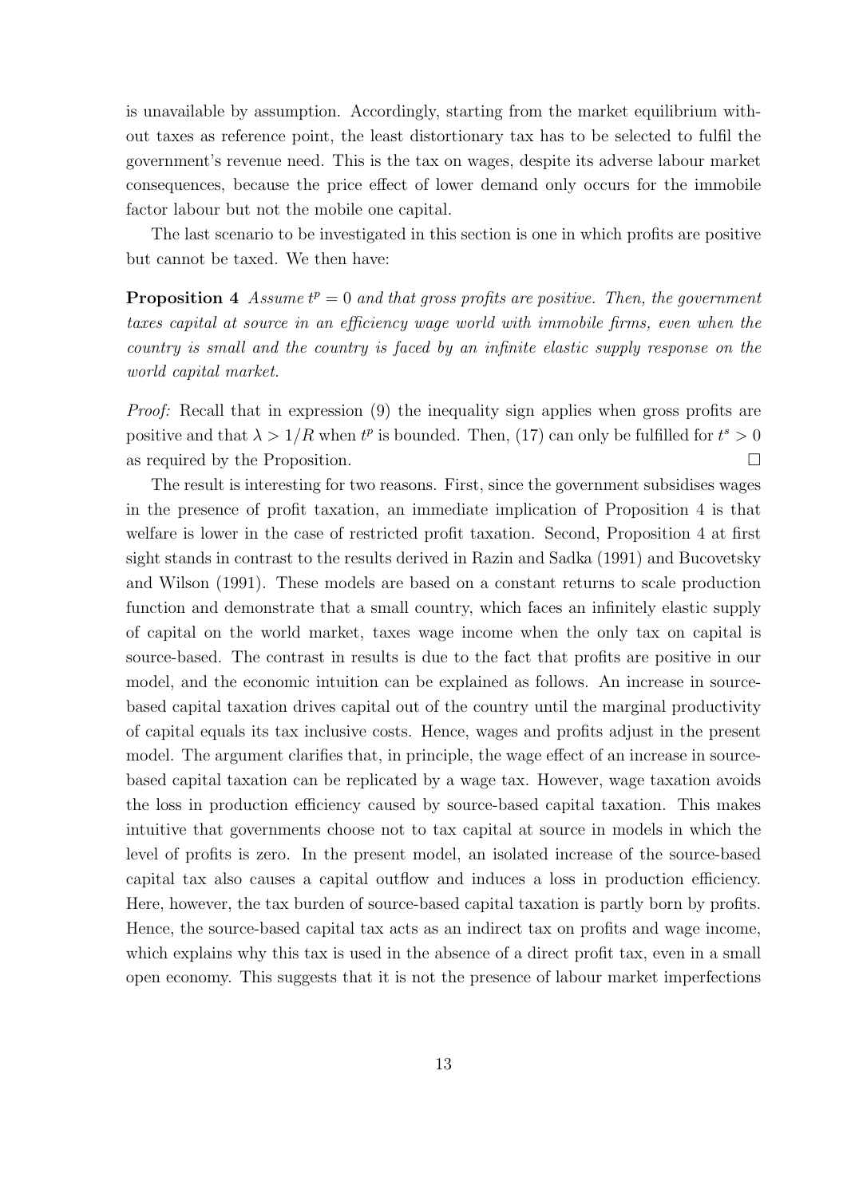is unavailable by assumption. Accordingly, starting from the market equilibrium without taxes as reference point, the least distortionary tax has to be selected to fulfil the government's revenue need. This is the tax on wages, despite its adverse labour market consequences, because the price effect of lower demand only occurs for the immobile factor labour but not the mobile one capital.

The last scenario to be investigated in this section is one in which profits are positive but cannot be taxed. We then have:

**Proposition 4** *Assume $t^p = 0$ and that gross profits are positive. Then, the government taxes capital at source in an efficiency wage world with immobile firms, even when the country is small and the country is faced by an infinite elastic supply response on the world capital market.*

*Proof:* Recall that in expression (9) the inequality sign applies when gross profits are positive and that $\lambda > 1/R$ when $t^p$ is bounded. Then, (17) can only be fulfilled for $t^s > 0$ as required by the Proposition. □

The result is interesting for two reasons. First, since the government subsidises wages in the presence of profit taxation, an immediate implication of Proposition 4 is that welfare is lower in the case of restricted profit taxation. Second, Proposition 4 at first sight stands in contrast to the results derived in Razin and Sadka (1991) and Bucovetsky and Wilson (1991). These models are based on a constant returns to scale production function and demonstrate that a small country, which faces an infinitely elastic supply of capital on the world market, taxes wage income when the only tax on capital is source-based. The contrast in results is due to the fact that profits are positive in our model, and the economic intuition can be explained as follows. An increase in source-based capital taxation drives capital out of the country until the marginal productivity of capital equals its tax inclusive costs. Hence, wages and profits adjust in the present model. The argument clarifies that, in principle, the wage effect of an increase in source-based capital taxation can be replicated by a wage tax. However, wage taxation avoids the loss in production efficiency caused by source-based capital taxation. This makes intuitive that governments choose not to tax capital at source in models in which the level of profits is zero. In the present model, an isolated increase of the source-based capital tax also causes a capital outflow and induces a loss in production efficiency. Here, however, the tax burden of source-based capital taxation is partly born by profits. Hence, the source-based capital tax acts as an indirect tax on profits and wage income, which explains why this tax is used in the absence of a direct profit tax, even in a small open economy. This suggests that it is not the presence of labour market imperfections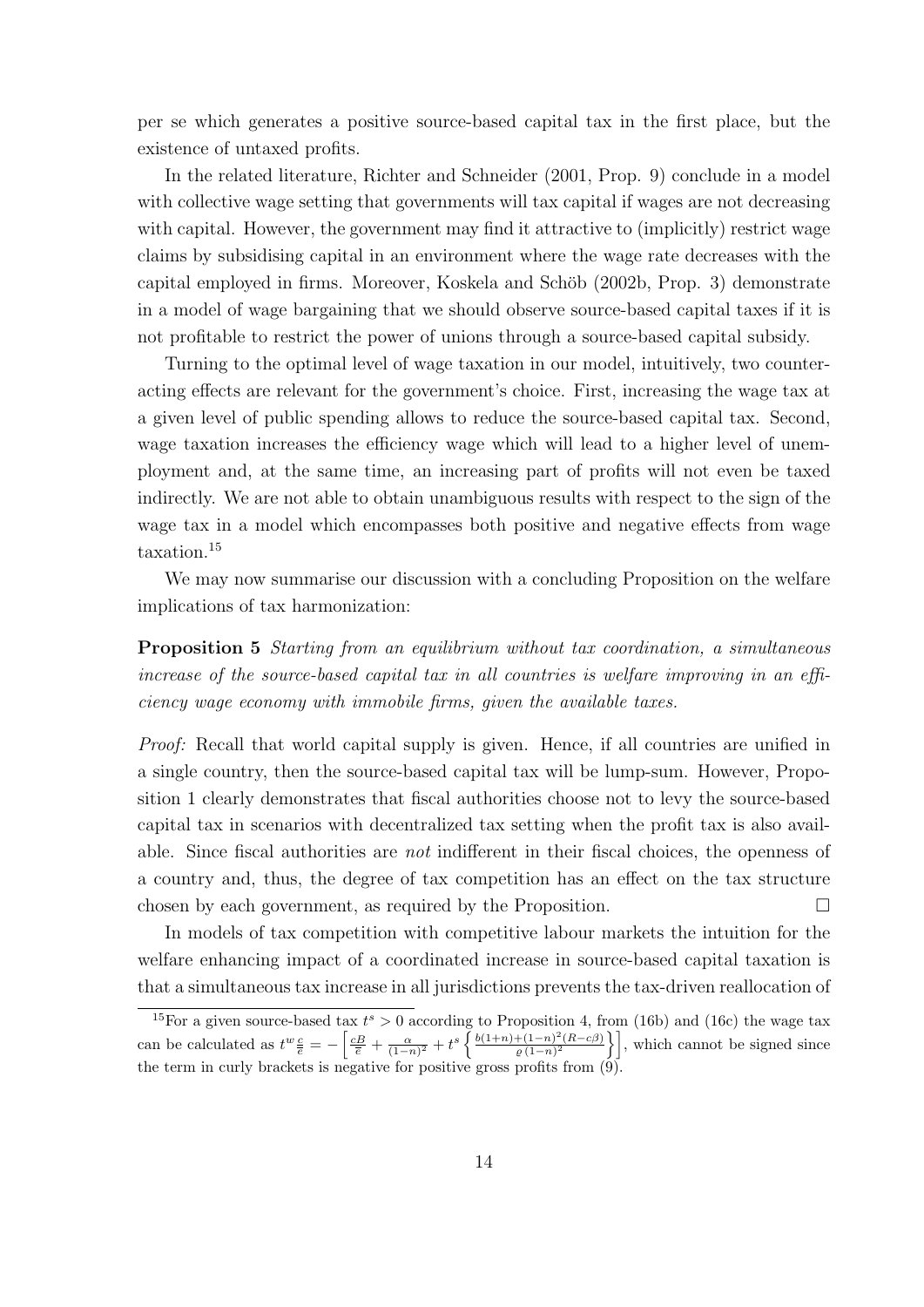per se which generates a positive source-based capital tax in the first place, but the existence of untaxed profits.

In the related literature, Richter and Schneider (2001, Prop. 9) conclude in a model with collective wage setting that governments will tax capital if wages are not decreasing with capital. However, the government may find it attractive to (implicitly) restrict wage claims by subsidising capital in an environment where the wage rate decreases with the capital employed in firms. Moreover, Koskela and Schöb (2002b, Prop. 3) demonstrate in a model of wage bargaining that we should observe source-based capital taxes if it is not profitable to restrict the power of unions through a source-based capital subsidy.

Turning to the optimal level of wage taxation in our model, intuitively, two counteracting effects are relevant for the government's choice. First, increasing the wage tax at a given level of public spending allows to reduce the source-based capital tax. Second, wage taxation increases the efficiency wage which will lead to a higher level of unemployment and, at the same time, an increasing part of profits will not even be taxed indirectly. We are not able to obtain unambiguous results with respect to the sign of the wage tax in a model which encompasses both positive and negative effects from wage taxation.[15]

We may now summarise our discussion with a concluding Proposition on the welfare implications of tax harmonization:

**Proposition 5** *Starting from an equilibrium without tax coordination, a simultaneous increase of the source-based capital tax in all countries is welfare improving in an efficiency wage economy with immobile firms, given the available taxes.*

*Proof:* Recall that world capital supply is given. Hence, if all countries are unified in a single country, then the source-based capital tax will be lump-sum. However, Proposition 1 clearly demonstrates that fiscal authorities choose not to levy the source-based capital tax in scenarios with decentralized tax setting when the profit tax is also available. Since fiscal authorities are *not* indifferent in their fiscal choices, the openness of a country and, thus, the degree of tax competition has an effect on the tax structure chosen by each government, as required by the Proposition. □

In models of tax competition with competitive labour markets the intuition for the welfare enhancing impact of a coordinated increase in source-based capital taxation is that a simultaneous tax increase in all jurisdictions prevents the tax-driven reallocation of

---

[15] For a given source-based tax $t^s > 0$ according to Proposition 4, from (16b) and (16c) the wage tax can be calculated as $t^w \frac{c}{\bar{e}} = -\left[\frac{cB}{\bar{e}} + \frac{\alpha}{(1-n)^2} + t^s \left\{\frac{b(1+n)+(1-n)^2(R-c\beta)}{\varrho\,(1-n)^2}\right\}\right]$, which cannot be signed since the term in curly brackets is negative for positive gross profits from (9).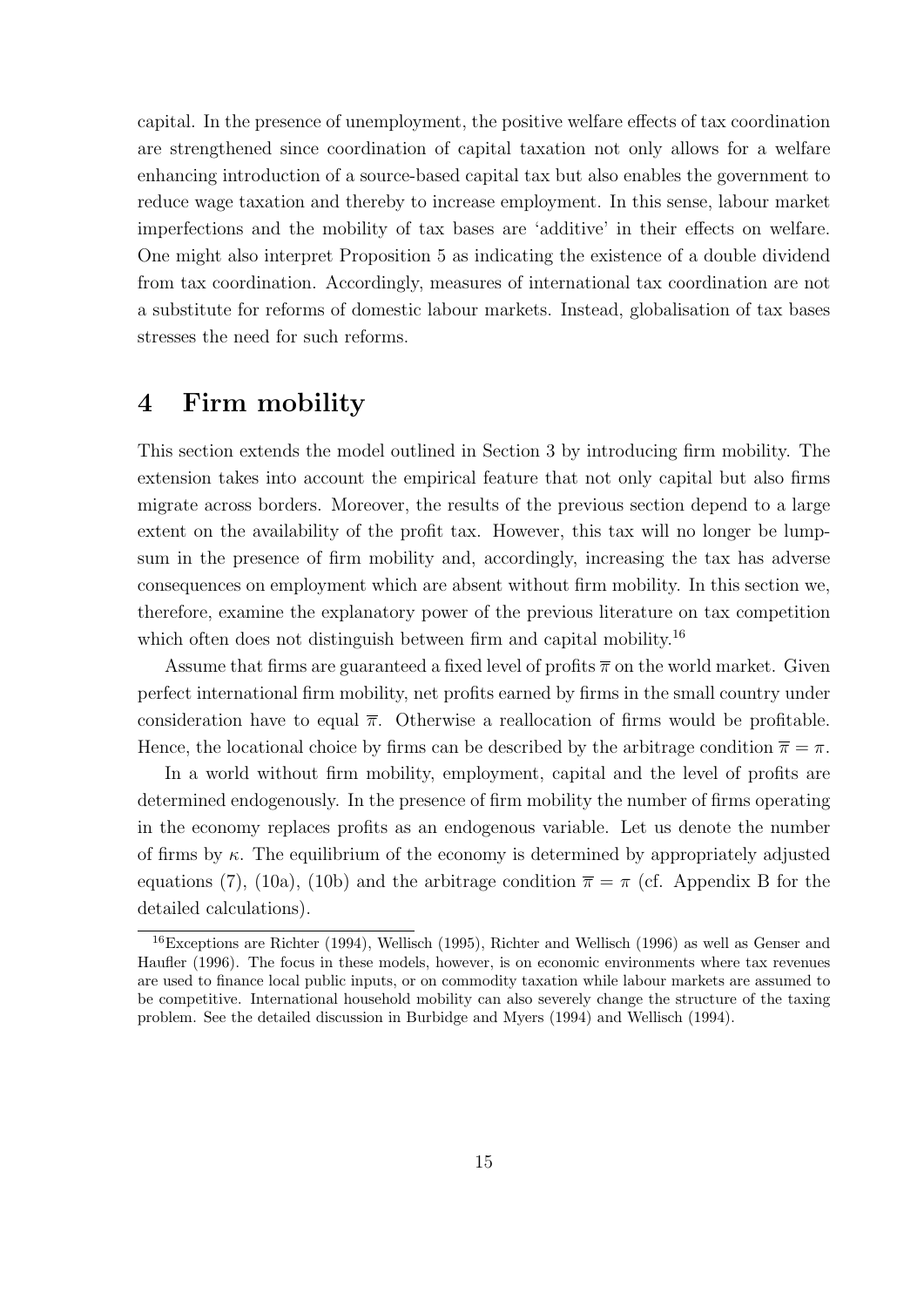capital. In the presence of unemployment, the positive welfare effects of tax coordination are strengthened since coordination of capital taxation not only allows for a welfare enhancing introduction of a source-based capital tax but also enables the government to reduce wage taxation and thereby to increase employment. In this sense, labour market imperfections and the mobility of tax bases are 'additive' in their effects on welfare. One might also interpret Proposition 5 as indicating the existence of a double dividend from tax coordination. Accordingly, measures of international tax coordination are not a substitute for reforms of domestic labour markets. Instead, globalisation of tax bases stresses the need for such reforms.

# 4 Firm mobility

This section extends the model outlined in Section 3 by introducing firm mobility. The extension takes into account the empirical feature that not only capital but also firms migrate across borders. Moreover, the results of the previous section depend to a large extent on the availability of the profit tax. However, this tax will no longer be lump-sum in the presence of firm mobility and, accordingly, increasing the tax has adverse consequences on employment which are absent without firm mobility. In this section we, therefore, examine the explanatory power of the previous literature on tax competition which often does not distinguish between firm and capital mobility.[16]

Assume that firms are guaranteed a fixed level of profits $\overline{\pi}$ on the world market. Given perfect international firm mobility, net profits earned by firms in the small country under consideration have to equal $\overline{\pi}$. Otherwise a reallocation of firms would be profitable. Hence, the locational choice by firms can be described by the arbitrage condition $\overline{\pi} = \pi$.

In a world without firm mobility, employment, capital and the level of profits are determined endogenously. In the presence of firm mobility the number of firms operating in the economy replaces profits as an endogenous variable. Let us denote the number of firms by $\kappa$. The equilibrium of the economy is determined by appropriately adjusted equations (7), (10a), (10b) and the arbitrage condition $\overline{\pi} = \pi$ (cf. Appendix B for the detailed calculations).

[16] Exceptions are Richter (1994), Wellisch (1995), Richter and Wellisch (1996) as well as Genser and Haufler (1996). The focus in these models, however, is on economic environments where tax revenues are used to finance local public inputs, or on commodity taxation while labour markets are assumed to be competitive. International household mobility can also severely change the structure of the taxing problem. See the detailed discussion in Burbidge and Myers (1994) and Wellisch (1994).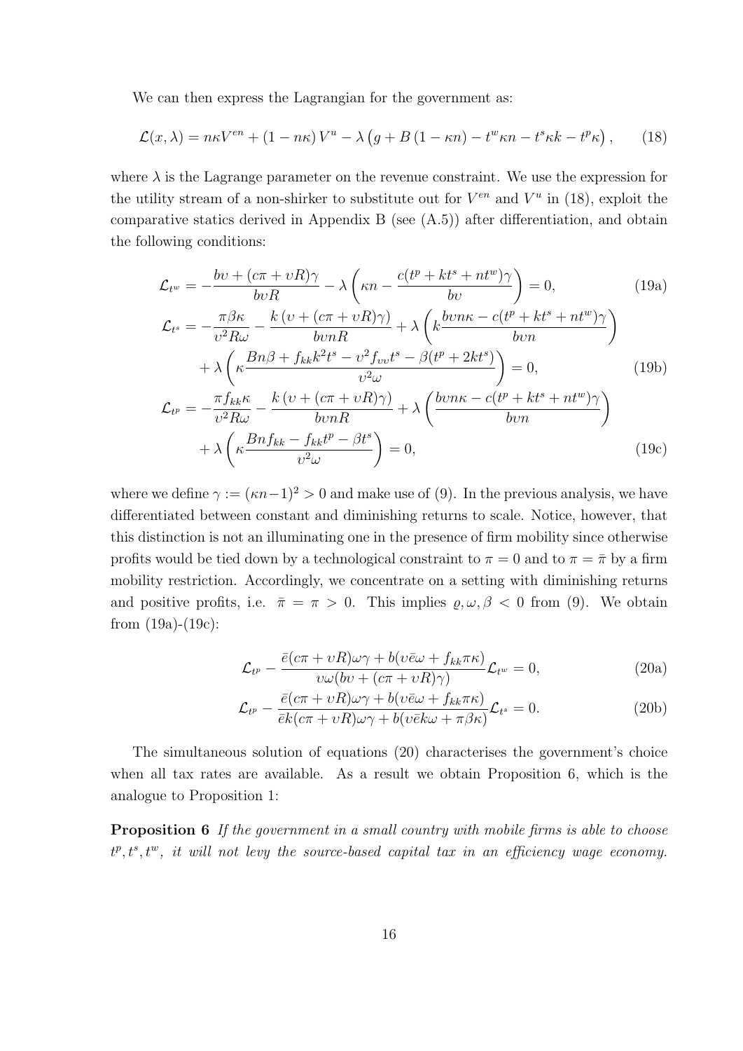We can then express the Lagrangian for the government as:

$$
\mathcal{L}(x,\lambda) = n\kappa V^{en} + (1-n\kappa)\,V^{u} - \lambda\left(g + B\,(1-\kappa n) - t^{w}\kappa n - t^{s}\kappa k - t^{p}\kappa\right), \tag{18}
$$

where $\lambda$ is the Lagrange parameter on the revenue constraint. We use the expression for the utility stream of a non-shirker to substitute out for $V^{en}$ and $V^{u}$ in (18), exploit the comparative statics derived in Appendix B (see (A.5)) after differentiation, and obtain the following conditions:

$$
\mathcal{L}_{t^w} = -\frac{b\upsilon + (c\pi + \upsilon R)\gamma}{b\upsilon R} - \lambda\left(\kappa n - \frac{c(t^p + kt^s + nt^w)\gamma}{b\upsilon}\right) = 0, \tag{19a}
$$

$$
\begin{aligned}
\mathcal{L}_{t^s} = &-\frac{\pi\beta\kappa}{\upsilon^2 R\omega} - \frac{k\left(\upsilon + (c\pi + \upsilon R)\gamma\right)}{b\upsilon nR} + \lambda\left(k\frac{b\upsilon n\kappa - c(t^p + kt^s + nt^w)\gamma}{b\upsilon n}\right) \\
&+ \lambda\left(\kappa\frac{Bn\beta + f_{kk}k^2t^s - \upsilon^2 f_{\upsilon\upsilon}t^s - \beta(t^p + 2kt^s)}{\upsilon^2\omega}\right) = 0,
\end{aligned} \tag{19b}
$$

$$
\begin{aligned}
\mathcal{L}_{t^p} = &-\frac{\pi f_{kk}\kappa}{\upsilon^2 R\omega} - \frac{k\left(\upsilon + (c\pi + \upsilon R)\gamma\right)}{b\upsilon nR} + \lambda\left(\frac{b\upsilon n\kappa - c(t^p + kt^s + nt^w)\gamma}{b\upsilon n}\right) \\
&+ \lambda\left(\kappa\frac{Bnf_{kk} - f_{kk}t^p - \beta t^s}{\upsilon^2\omega}\right) = 0,
\end{aligned} \tag{19c}
$$

where we define $\gamma := (\kappa n - 1)^2 > 0$ and make use of (9). In the previous analysis, we have differentiated between constant and diminishing returns to scale. Notice, however, that this distinction is not an illuminating one in the presence of firm mobility since otherwise profits would be tied down by a technological constraint to $\pi = 0$ and to $\pi = \bar{\pi}$ by a firm mobility restriction. Accordingly, we concentrate on a setting with diminishing returns and positive profits, i.e. $\bar{\pi} = \pi > 0$. This implies $\varrho, \omega, \beta < 0$ from (9). We obtain from (19a)-(19c):

$$
\mathcal{L}_{t^p} - \frac{\bar{e}(c\pi + \upsilon R)\omega\gamma + b(\upsilon\bar{e}\omega + f_{kk}\pi\kappa)}{\upsilon\omega(b\upsilon + (c\pi + \upsilon R)\gamma)}\mathcal{L}_{t^w} = 0, \tag{20a}
$$

$$
\mathcal{L}_{t^p} - \frac{\bar{e}(c\pi + \upsilon R)\omega\gamma + b(\upsilon\bar{e}\omega + f_{kk}\pi\kappa)}{\bar{e}k(c\pi + \upsilon R)\omega\gamma + b(\upsilon\bar{e}k\omega + \pi\beta\kappa)}\mathcal{L}_{t^s} = 0. \tag{20b}
$$

The simultaneous solution of equations (20) characterises the government's choice when all tax rates are available. As a result we obtain Proposition 6, which is the analogue to Proposition 1:

**Proposition 6** *If the government in a small country with mobile firms is able to choose $t^p, t^s, t^w$, it will not levy the source-based capital tax in an efficiency wage economy.*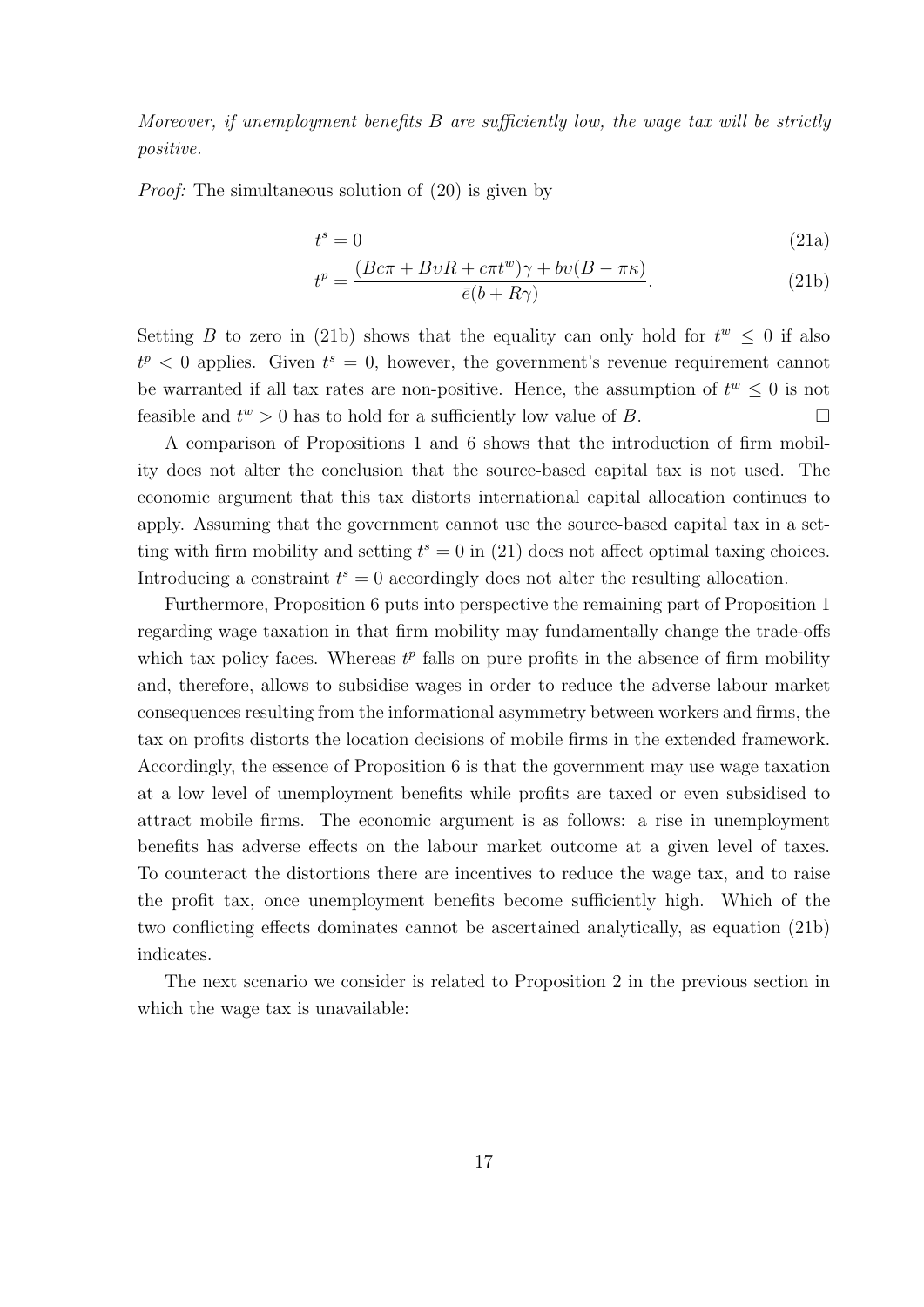*Moreover, if unemployment benefits $B$ are sufficiently low, the wage tax will be strictly positive.*

*Proof:* The simultaneous solution of (20) is given by

$$t^s = 0 \tag{21a}$$

$$t^p = \frac{(Bc\pi + B\upsilon R + c\pi t^w)\gamma + b\upsilon(B - \pi\kappa)}{\bar{e}(b + R\gamma)}. \tag{21b}$$

Setting $B$ to zero in (21b) shows that the equality can only hold for $t^w \leq 0$ if also $t^p < 0$ applies. Given $t^s = 0$, however, the government's revenue requirement cannot be warranted if all tax rates are non-positive. Hence, the assumption of $t^w \leq 0$ is not feasible and $t^w > 0$ has to hold for a sufficiently low value of $B$. □

A comparison of Propositions 1 and 6 shows that the introduction of firm mobility does not alter the conclusion that the source-based capital tax is not used. The economic argument that this tax distorts international capital allocation continues to apply. Assuming that the government cannot use the source-based capital tax in a setting with firm mobility and setting $t^s = 0$ in (21) does not affect optimal taxing choices. Introducing a constraint $t^s = 0$ accordingly does not alter the resulting allocation.

Furthermore, Proposition 6 puts into perspective the remaining part of Proposition 1 regarding wage taxation in that firm mobility may fundamentally change the trade-offs which tax policy faces. Whereas $t^p$ falls on pure profits in the absence of firm mobility and, therefore, allows to subsidise wages in order to reduce the adverse labour market consequences resulting from the informational asymmetry between workers and firms, the tax on profits distorts the location decisions of mobile firms in the extended framework. Accordingly, the essence of Proposition 6 is that the government may use wage taxation at a low level of unemployment benefits while profits are taxed or even subsidised to attract mobile firms. The economic argument is as follows: a rise in unemployment benefits has adverse effects on the labour market outcome at a given level of taxes. To counteract the distortions there are incentives to reduce the wage tax, and to raise the profit tax, once unemployment benefits become sufficiently high. Which of the two conflicting effects dominates cannot be ascertained analytically, as equation (21b) indicates.

The next scenario we consider is related to Proposition 2 in the previous section in which the wage tax is unavailable: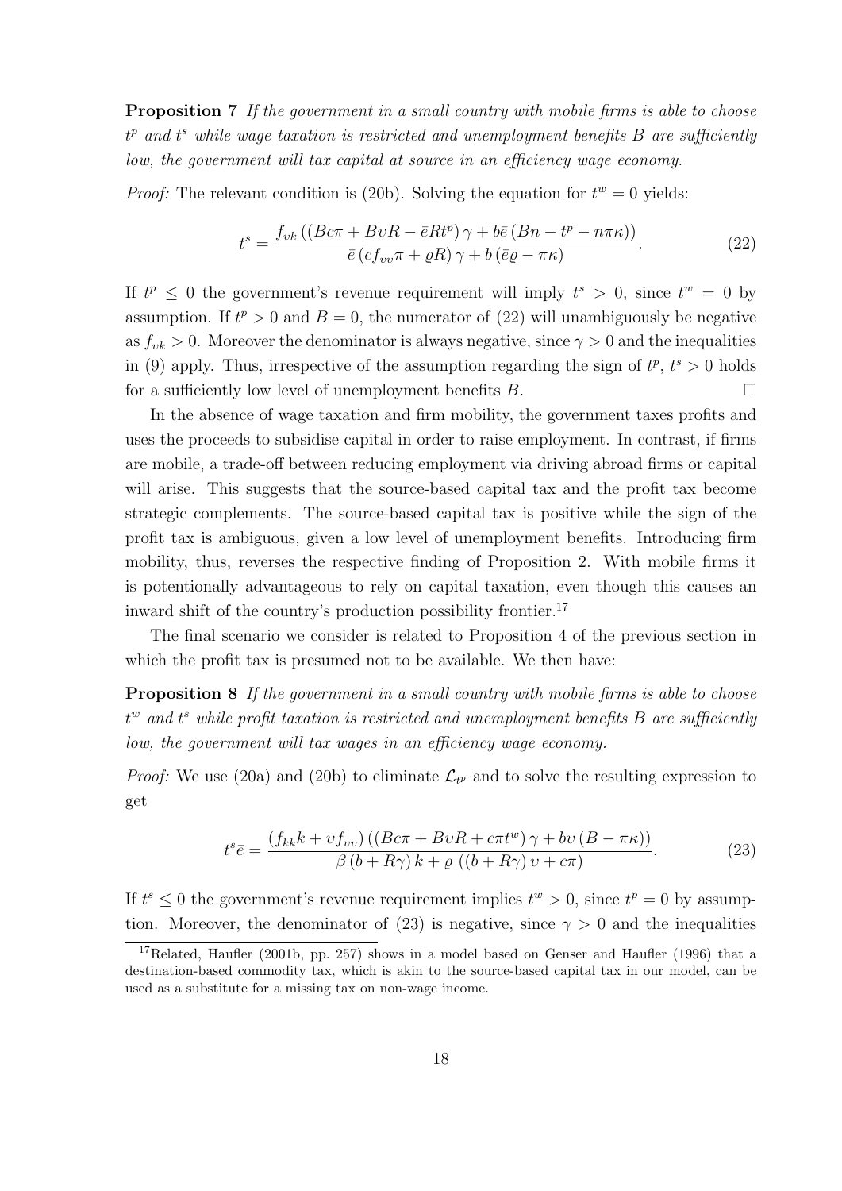**Proposition 7** *If the government in a small country with mobile firms is able to choose $t^p$ and $t^s$ while wage taxation is restricted and unemployment benefits $B$ are sufficiently low, the government will tax capital at source in an efficiency wage economy.*

*Proof:* The relevant condition is (20b). Solving the equation for $t^w = 0$ yields:

$$t^s = \frac{f_{\upsilon k}\left(\left(Bc\pi + B\upsilon R - \bar{e}Rt^p\right)\gamma + b\bar{e}\left(Bn - t^p - n\pi\kappa\right)\right)}{\bar{e}\left(cf_{\upsilon\upsilon}\pi + \varrho R\right)\gamma + b\left(\bar{e}\varrho - \pi\kappa\right)}. \tag{22}$$

If $t^p \leq 0$ the government's revenue requirement will imply $t^s > 0$, since $t^w = 0$ by assumption. If $t^p > 0$ and $B = 0$, the numerator of (22) will unambiguously be negative as $f_{\upsilon k} > 0$. Moreover the denominator is always negative, since $\gamma > 0$ and the inequalities in (9) apply. Thus, irrespective of the assumption regarding the sign of $t^p$, $t^s > 0$ holds for a sufficiently low level of unemployment benefits $B$. □

In the absence of wage taxation and firm mobility, the government taxes profits and uses the proceeds to subsidise capital in order to raise employment. In contrast, if firms are mobile, a trade-off between reducing employment via driving abroad firms or capital will arise. This suggests that the source-based capital tax and the profit tax become strategic complements. The source-based capital tax is positive while the sign of the profit tax is ambiguous, given a low level of unemployment benefits. Introducing firm mobility, thus, reverses the respective finding of Proposition 2. With mobile firms it is potentionally advantageous to rely on capital taxation, even though this causes an inward shift of the country's production possibility frontier.[17]

The final scenario we consider is related to Proposition 4 of the previous section in which the profit tax is presumed not to be available. We then have:

**Proposition 8** *If the government in a small country with mobile firms is able to choose $t^w$ and $t^s$ while profit taxation is restricted and unemployment benefits $B$ are sufficiently low, the government will tax wages in an efficiency wage economy.*

*Proof:* We use (20a) and (20b) to eliminate $\mathcal{L}_{t^p}$ and to solve the resulting expression to get

$$t^s\bar{e} = \frac{\left(f_{kk}k + \upsilon f_{\upsilon\upsilon}\right)\left(\left(Bc\pi + B\upsilon R + c\pi t^w\right)\gamma + b\upsilon\left(B - \pi\kappa\right)\right)}{\beta\left(b + R\gamma\right)k + \varrho\,\left(\left(b + R\gamma\right)\upsilon + c\pi\right)}. \tag{23}$$

If $t^s \leq 0$ the government's revenue requirement implies $t^w > 0$, since $t^p = 0$ by assumption. Moreover, the denominator of (23) is negative, since $\gamma > 0$ and the inequalities

[17] Related, Haufler (2001b, pp. 257) shows in a model based on Genser and Haufler (1996) that a destination-based commodity tax, which is akin to the source-based capital tax in our model, can be used as a substitute for a missing tax on non-wage income.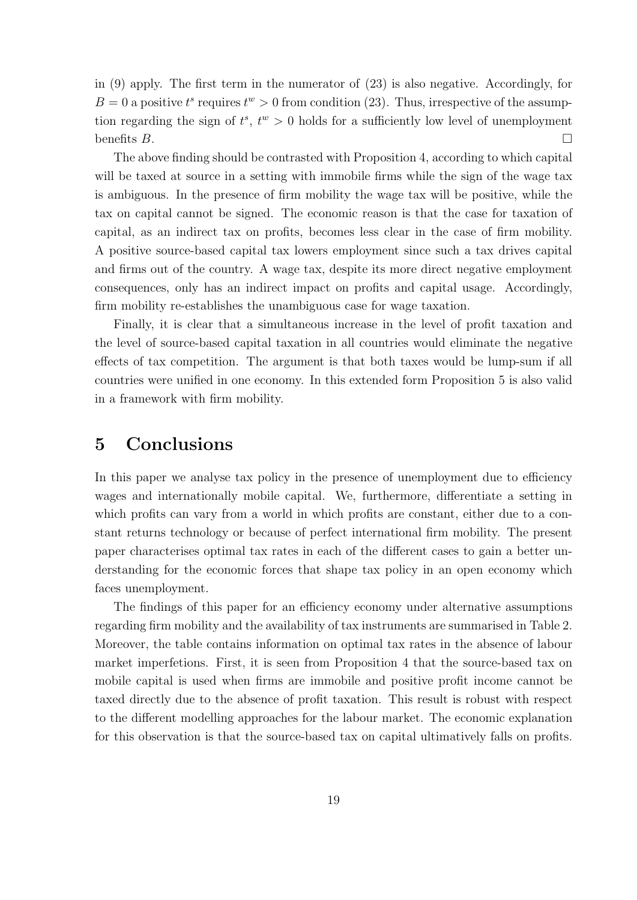in (9) apply. The first term in the numerator of (23) is also negative. Accordingly, for $B = 0$ a positive $t^s$ requires $t^w > 0$ from condition (23). Thus, irrespective of the assumption regarding the sign of $t^s$, $t^w > 0$ holds for a sufficiently low level of unemployment benefits $B$. □

The above finding should be contrasted with Proposition 4, according to which capital will be taxed at source in a setting with immobile firms while the sign of the wage tax is ambiguous. In the presence of firm mobility the wage tax will be positive, while the tax on capital cannot be signed. The economic reason is that the case for taxation of capital, as an indirect tax on profits, becomes less clear in the case of firm mobility. A positive source-based capital tax lowers employment since such a tax drives capital and firms out of the country. A wage tax, despite its more direct negative employment consequences, only has an indirect impact on profits and capital usage. Accordingly, firm mobility re-establishes the unambiguous case for wage taxation.

Finally, it is clear that a simultaneous increase in the level of profit taxation and the level of source-based capital taxation in all countries would eliminate the negative effects of tax competition. The argument is that both taxes would be lump-sum if all countries were unified in one economy. In this extended form Proposition 5 is also valid in a framework with firm mobility.

# 5 Conclusions

In this paper we analyse tax policy in the presence of unemployment due to efficiency wages and internationally mobile capital. We, furthermore, differentiate a setting in which profits can vary from a world in which profits are constant, either due to a constant returns technology or because of perfect international firm mobility. The present paper characterises optimal tax rates in each of the different cases to gain a better understanding for the economic forces that shape tax policy in an open economy which faces unemployment.

The findings of this paper for an efficiency economy under alternative assumptions regarding firm mobility and the availability of tax instruments are summarised in Table 2. Moreover, the table contains information on optimal tax rates in the absence of labour market imperfetions. First, it is seen from Proposition 4 that the source-based tax on mobile capital is used when firms are immobile and positive profit income cannot be taxed directly due to the absence of profit taxation. This result is robust with respect to the different modelling approaches for the labour market. The economic explanation for this observation is that the source-based tax on capital ultimatively falls on profits.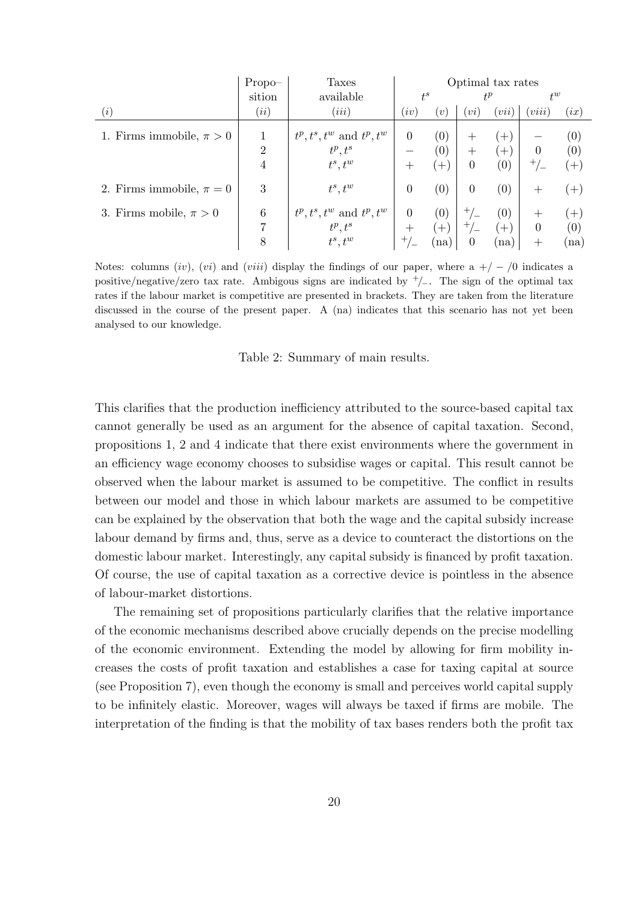| | Propo–sition | Taxes available | Optimal tax rates | | | | | |
|---|---|---|---|---|---|---|---|---|
| | | | $t^s$ | | $t^p$ | | $t^w$ | |
| $(i)$ | $(ii)$ | $(iii)$ | $(iv)$ | $(v)$ | $(vi)$ | $(vii)$ | $(viii)$ | $(ix)$ |
| 1. Firms immobile, $\pi > 0$ | 1 | $t^p, t^s, t^w$ and $t^p, t^w$ | 0 | (0) | + | (+) | − | (0) |
| | 2 | $t^p, t^s$ | − | (0) | + | (+) | 0 | (0) |
| | 4 | $t^s, t^w$ | + | (+) | 0 | (0) | $^+/_-$ | (+) |
| 2. Firms immobile, $\pi = 0$ | 3 | $t^s, t^w$ | 0 | (0) | 0 | (0) | + | (+) |
| 3. Firms mobile, $\pi > 0$ | 6 | $t^p, t^s, t^w$ and $t^p, t^w$ | 0 | (0) | $^+/_-$ | (0) | + | (+) |
| | 7 | $t^p, t^s$ | + | (+) | $^+/_-$ | (+) | 0 | (0) |
| | 8 | $t^s, t^w$ | $^+/_-$ | (na) | 0 | (na) | + | (na) |

Notes: columns $(iv)$, $(vi)$ and $(viii)$ display the findings of our paper, where a $+/-/0$ indicates a positive/negative/zero tax rate. Ambigous signs are indicated by $^+/_-$. The sign of the optimal tax rates if the labour market is competitive are presented in brackets. They are taken from the literature discussed in the course of the present paper. A (na) indicates that this scenario has not yet been analysed to our knowledge.

Table 2: Summary of main results.

This clarifies that the production inefficiency attributed to the source-based capital tax cannot generally be used as an argument for the absence of capital taxation. Second, propositions 1, 2 and 4 indicate that there exist environments where the government in an efficiency wage economy chooses to subsidise wages or capital. This result cannot be observed when the labour market is assumed to be competitive. The conflict in results between our model and those in which labour markets are assumed to be competitive can be explained by the observation that both the wage and the capital subsidy increase labour demand by firms and, thus, serve as a device to counteract the distortions on the domestic labour market. Interestingly, any capital subsidy is financed by profit taxation. Of course, the use of capital taxation as a corrective device is pointless in the absence of labour-market distortions.

The remaining set of propositions particularly clarifies that the relative importance of the economic mechanisms described above crucially depends on the precise modelling of the economic environment. Extending the model by allowing for firm mobility increases the costs of profit taxation and establishes a case for taxing capital at source (see Proposition 7), even though the economy is small and perceives world capital supply to be infinitely elastic. Moreover, wages will always be taxed if firms are mobile. The interpretation of the finding is that the mobility of tax bases renders both the profit tax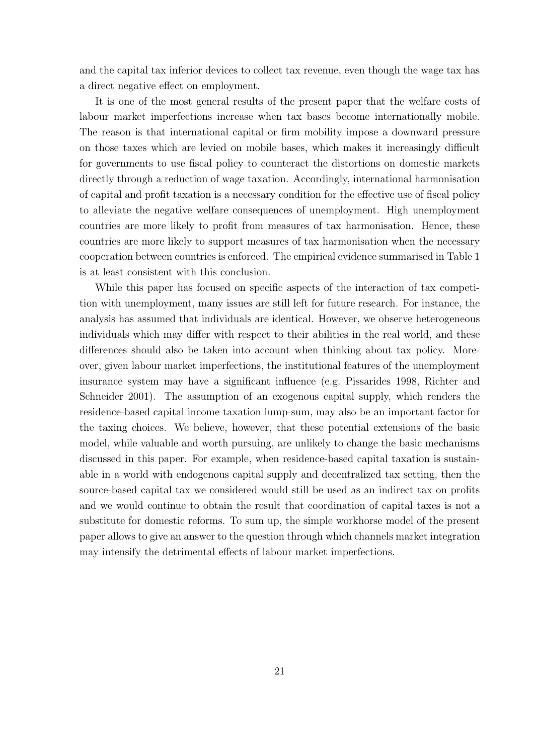and the capital tax inferior devices to collect tax revenue, even though the wage tax has a direct negative effect on employment.

It is one of the most general results of the present paper that the welfare costs of labour market imperfections increase when tax bases become internationally mobile. The reason is that international capital or firm mobility impose a downward pressure on those taxes which are levied on mobile bases, which makes it increasingly difficult for governments to use fiscal policy to counteract the distortions on domestic markets directly through a reduction of wage taxation. Accordingly, international harmonisation of capital and profit taxation is a necessary condition for the effective use of fiscal policy to alleviate the negative welfare consequences of unemployment. High unemployment countries are more likely to profit from measures of tax harmonisation. Hence, these countries are more likely to support measures of tax harmonisation when the necessary cooperation between countries is enforced. The empirical evidence summarised in Table 1 is at least consistent with this conclusion.

While this paper has focused on specific aspects of the interaction of tax competition with unemployment, many issues are still left for future research. For instance, the analysis has assumed that individuals are identical. However, we observe heterogeneous individuals which may differ with respect to their abilities in the real world, and these differences should also be taken into account when thinking about tax policy. Moreover, given labour market imperfections, the institutional features of the unemployment insurance system may have a significant influence (e.g. Pissarides 1998, Richter and Schneider 2001). The assumption of an exogenous capital supply, which renders the residence-based capital income taxation lump-sum, may also be an important factor for the taxing choices. We believe, however, that these potential extensions of the basic model, while valuable and worth pursuing, are unlikely to change the basic mechanisms discussed in this paper. For example, when residence-based capital taxation is sustainable in a world with endogenous capital supply and decentralized tax setting, then the source-based capital tax we considered would still be used as an indirect tax on profits and we would continue to obtain the result that coordination of capital taxes is not a substitute for domestic reforms. To sum up, the simple workhorse model of the present paper allows to give an answer to the question through which channels market integration may intensify the detrimental effects of labour market imperfections.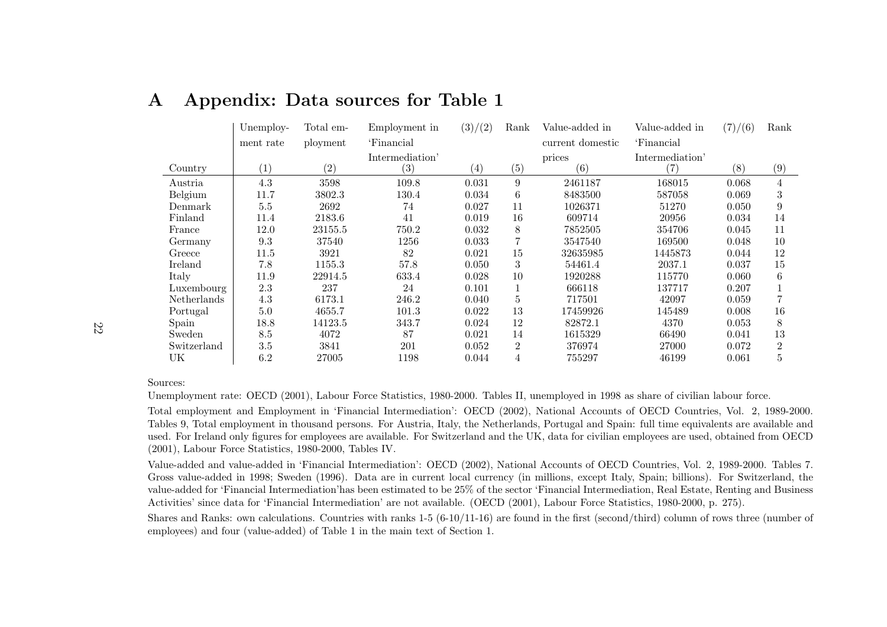# A Appendix: Data sources for Table 1

| Country | Unemployment rate (1) | Total employment (2) | Employment in 'Financial Intermediation' (3) | (3)/(2) (4) | Rank (5) | Value-added in current domestic prices (6) | Value-added in 'Financial Intermediation' (7) | (7)/(6) (8) | Rank (9) |
|---|---|---|---|---|---|---|---|---|---|
| Austria | 4.3 | 3598 | 109.8 | 0.031 | 9 | 2461187 | 168015 | 0.068 | 4 |
| Belgium | 11.7 | 3802.3 | 130.4 | 0.034 | 6 | 8483500 | 587058 | 0.069 | 3 |
| Denmark | 5.5 | 2692 | 74 | 0.027 | 11 | 1026371 | 51270 | 0.050 | 9 |
| Finland | 11.4 | 2183.6 | 41 | 0.019 | 16 | 609714 | 20956 | 0.034 | 14 |
| France | 12.0 | 23155.5 | 750.2 | 0.032 | 8 | 7852505 | 354706 | 0.045 | 11 |
| Germany | 9.3 | 37540 | 1256 | 0.033 | 7 | 3547540 | 169500 | 0.048 | 10 |
| Greece | 11.5 | 3921 | 82 | 0.021 | 15 | 32635985 | 1445873 | 0.044 | 12 |
| Ireland | 7.8 | 1155.3 | 57.8 | 0.050 | 3 | 54461.4 | 2037.1 | 0.037 | 15 |
| Italy | 11.9 | 22914.5 | 633.4 | 0.028 | 10 | 1920288 | 115770 | 0.060 | 6 |
| Luxembourg | 2.3 | 237 | 24 | 0.101 | 1 | 666118 | 137717 | 0.207 | 1 |
| Netherlands | 4.3 | 6173.1 | 246.2 | 0.040 | 5 | 717501 | 42097 | 0.059 | 7 |
| Portugal | 5.0 | 4655.7 | 101.3 | 0.022 | 13 | 17459926 | 145489 | 0.008 | 16 |
| Spain | 18.8 | 14123.5 | 343.7 | 0.024 | 12 | 82872.1 | 4370 | 0.053 | 8 |
| Sweden | 8.5 | 4072 | 87 | 0.021 | 14 | 1615329 | 66490 | 0.041 | 13 |
| Switzerland | 3.5 | 3841 | 201 | 0.052 | 2 | 376974 | 27000 | 0.072 | 2 |
| UK | 6.2 | 27005 | 1198 | 0.044 | 4 | 755297 | 46199 | 0.061 | 5 |

Sources:

Unemployment rate: OECD (2001), Labour Force Statistics, 1980-2000. Tables II, unemployed in 1998 as share of civilian labour force.

Total employment and Employment in 'Financial Intermediation': OECD (2002), National Accounts of OECD Countries, Vol. 2, 1989-2000. Tables 9, Total employment in thousand persons. For Austria, Italy, the Netherlands, Portugal and Spain: full time equivalents are available and used. For Ireland only figures for employees are available. For Switzerland and the UK, data for civilian employees are used, obtained from OECD (2001), Labour Force Statistics, 1980-2000, Tables IV.

Value-added and value-added in 'Financial Intermediation': OECD (2002), National Accounts of OECD Countries, Vol. 2, 1989-2000. Tables 7. Gross value-added in 1998; Sweden (1996). Data are in current local currency (in millions, except Italy, Spain; billions). For Switzerland, the value-added for 'Financial Intermediation'has been estimated to be 25% of the sector 'Financial Intermediation, Real Estate, Renting and Business Activities' since data for 'Financial Intermediation' are not available. (OECD (2001), Labour Force Statistics, 1980-2000, p. 275).

Shares and Ranks: own calculations. Countries with ranks 1-5 (6-10/11-16) are found in the first (second/third) column of rows three (number of employees) and four (value-added) of Table 1 in the main text of Section 1.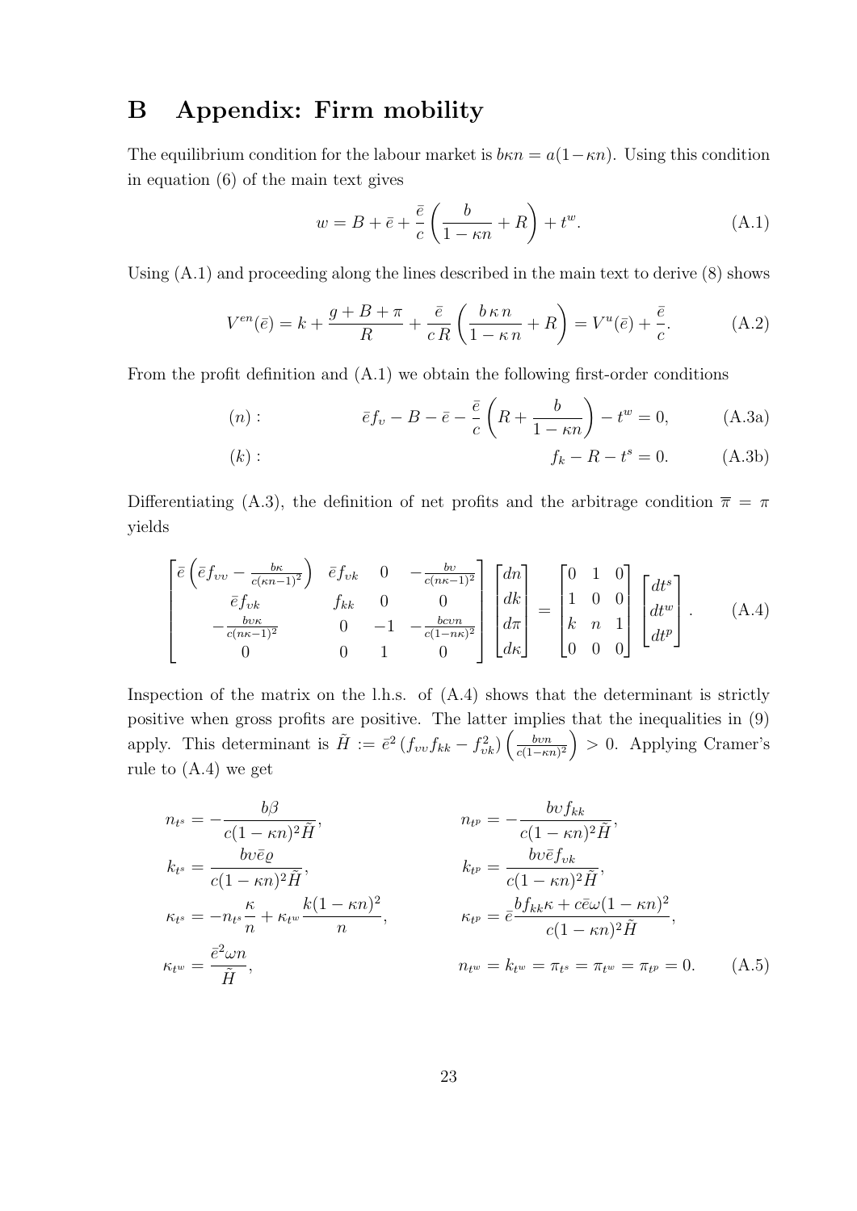# B Appendix: Firm mobility

The equilibrium condition for the labour market is $b\kappa n = a(1-\kappa n)$. Using this condition in equation (6) of the main text gives

$$w = B + \bar{e} + \frac{\bar{e}}{c}\left(\frac{b}{1-\kappa n} + R\right) + t^w. \tag{A.1}$$

Using (A.1) and proceeding along the lines described in the main text to derive (8) shows

$$V^{en}(\bar{e}) = k + \frac{g+B+\pi}{R} + \frac{\bar{e}}{c\,R}\left(\frac{b\,\kappa\,n}{1-\kappa\,n} + R\right) = V^u(\bar{e}) + \frac{\bar{e}}{c}. \tag{A.2}$$

From the profit definition and (A.1) we obtain the following first-order conditions

$$(n): \qquad \bar{e}f_\upsilon - B - \bar{e} - \frac{\bar{e}}{c}\left(R + \frac{b}{1-\kappa n}\right) - t^w = 0, \tag{A.3a}$$

$$(k): \qquad f_k - R - t^s = 0. \tag{A.3b}$$

Differentiating (A.3), the definition of net profits and the arbitrage condition $\overline{\pi} = \pi$ yields

$$\begin{bmatrix} \bar{e}\left(\bar{e}f_{\upsilon\upsilon} - \frac{b\kappa}{c(\kappa n-1)^2}\right) & \bar{e}f_{\upsilon k} & 0 & -\frac{b\upsilon}{c(n\kappa-1)^2} \\ \bar{e}f_{\upsilon k} & f_{kk} & 0 & 0 \\ -\frac{b\upsilon\kappa}{c(n\kappa-1)^2} & 0 & -1 & -\frac{bc\upsilon n}{c(1-n\kappa)^2} \\ 0 & 0 & 1 & 0 \end{bmatrix} \begin{bmatrix} dn \\ dk \\ d\pi \\ d\kappa \end{bmatrix} = \begin{bmatrix} 0 & 1 & 0 \\ 1 & 0 & 0 \\ k & n & 1 \\ 0 & 0 & 0 \end{bmatrix} \begin{bmatrix} dt^s \\ dt^w \\ dt^p \end{bmatrix}. \tag{A.4}$$

Inspection of the matrix on the l.h.s. of (A.4) shows that the determinant is strictly positive when gross profits are positive. The latter implies that the inequalities in (9) apply. This determinant is $\tilde{H} := \bar{e}^2\,(f_{\upsilon\upsilon}f_{kk} - f_{\upsilon k}^2)\left(\frac{b\upsilon n}{c(1-\kappa n)^2}\right) > 0$. Applying Cramer's rule to (A.4) we get

$$\begin{aligned}
n_{t^s} &= -\frac{b\beta}{c(1-\kappa n)^2\tilde{H}}, & n_{t^p} &= -\frac{b\upsilon f_{kk}}{c(1-\kappa n)^2\tilde{H}}, \\
k_{t^s} &= \frac{b\upsilon\bar{e}\varrho}{c(1-\kappa n)^2\tilde{H}}, & k_{t^p} &= \frac{b\upsilon\bar{e}f_{\upsilon k}}{c(1-\kappa n)^2\tilde{H}}, \\
\kappa_{t^s} &= -n_{t^s}\frac{\kappa}{n} + \kappa_{t^w}\frac{k(1-\kappa n)^2}{n}, & \kappa_{t^p} &= \bar{e}\frac{bf_{kk}\kappa + c\bar{e}\omega(1-\kappa n)^2}{c(1-\kappa n)^2\tilde{H}}, \\
\kappa_{t^w} &= \frac{\bar{e}^2\omega n}{\tilde{H}}, & n_{t^w} &= k_{t^w} = \pi_{t^s} = \pi_{t^w} = \pi_{t^p} = 0.
\end{aligned} \tag{A.5}$$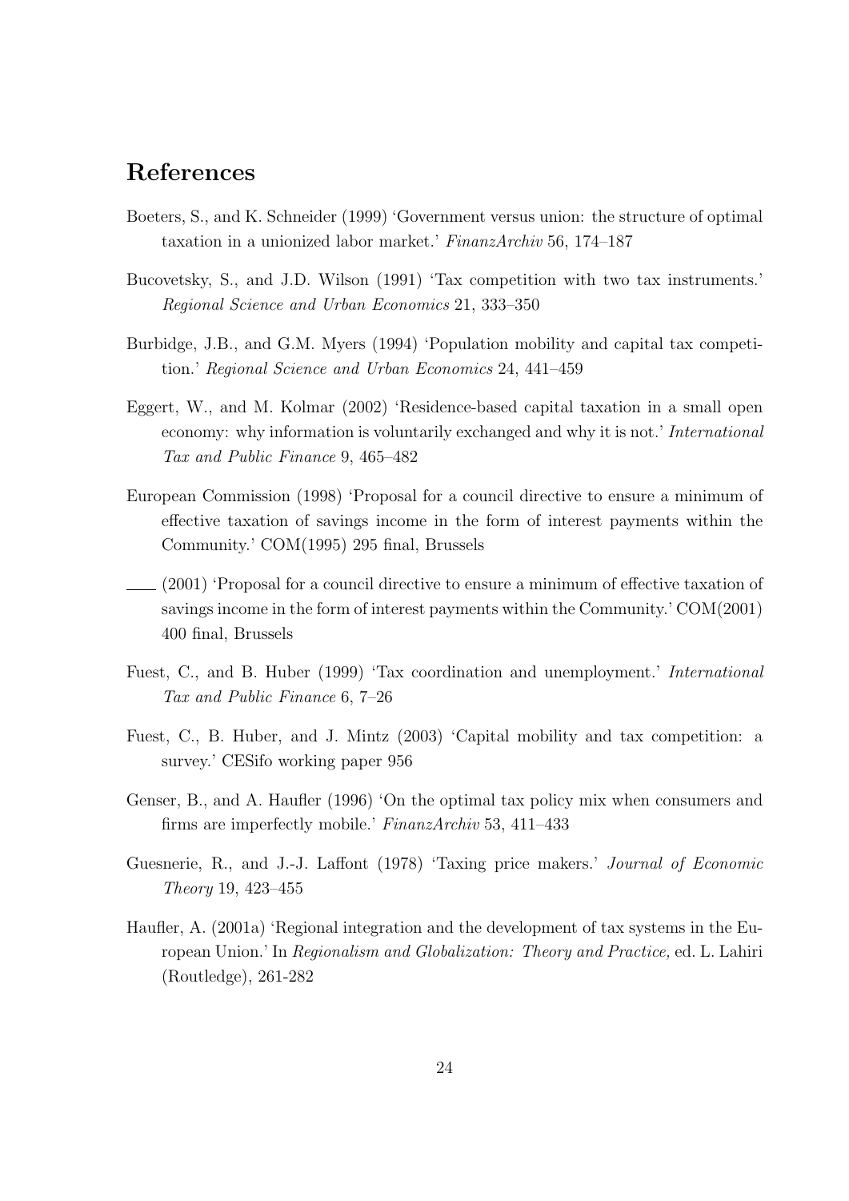## References

Boeters, S., and K. Schneider (1999) 'Government versus union: the structure of optimal taxation in a unionized labor market.' *FinanzArchiv* 56, 174–187

Bucovetsky, S., and J.D. Wilson (1991) 'Tax competition with two tax instruments.' *Regional Science and Urban Economics* 21, 333–350

Burbidge, J.B., and G.M. Myers (1994) 'Population mobility and capital tax competition.' *Regional Science and Urban Economics* 24, 441–459

Eggert, W., and M. Kolmar (2002) 'Residence-based capital taxation in a small open economy: why information is voluntarily exchanged and why it is not.' *International Tax and Public Finance* 9, 465–482

European Commission (1998) 'Proposal for a council directive to ensure a minimum of effective taxation of savings income in the form of interest payments within the Community.' COM(1995) 295 final, Brussels

—— (2001) 'Proposal for a council directive to ensure a minimum of effective taxation of savings income in the form of interest payments within the Community.' COM(2001) 400 final, Brussels

Fuest, C., and B. Huber (1999) 'Tax coordination and unemployment.' *International Tax and Public Finance* 6, 7–26

Fuest, C., B. Huber, and J. Mintz (2003) 'Capital mobility and tax competition: a survey.' CESifo working paper 956

Genser, B., and A. Haufler (1996) 'On the optimal tax policy mix when consumers and firms are imperfectly mobile.' *FinanzArchiv* 53, 411–433

Guesnerie, R., and J.-J. Laffont (1978) 'Taxing price makers.' *Journal of Economic Theory* 19, 423–455

Haufler, A. (2001a) 'Regional integration and the development of tax systems in the European Union.' In *Regionalism and Globalization: Theory and Practice,* ed. L. Lahiri (Routledge), 261-282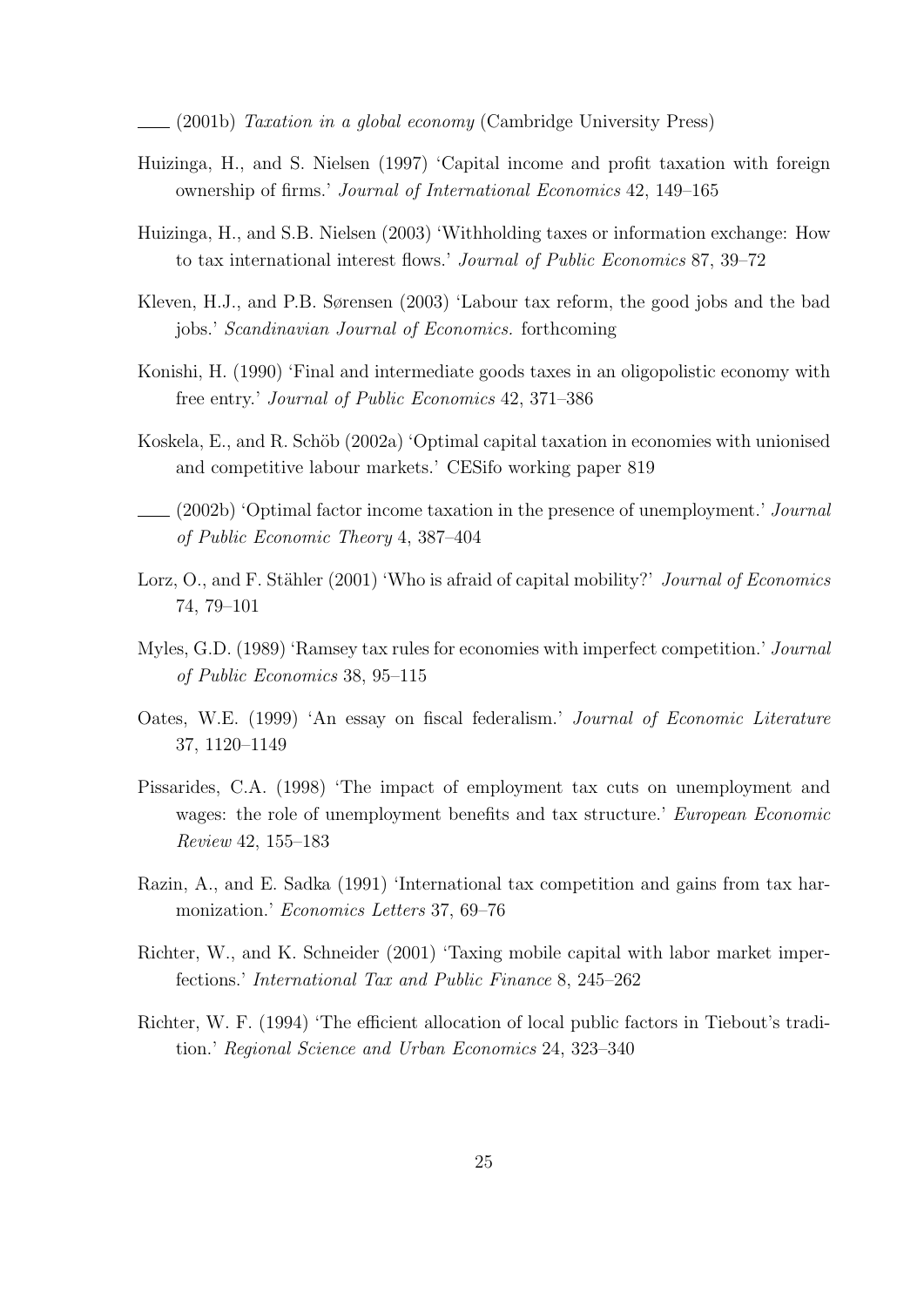—— (2001b) *Taxation in a global economy* (Cambridge University Press)

Huizinga, H., and S. Nielsen (1997) 'Capital income and profit taxation with foreign ownership of firms.' *Journal of International Economics* 42, 149–165

Huizinga, H., and S.B. Nielsen (2003) 'Withholding taxes or information exchange: How to tax international interest flows.' *Journal of Public Economics* 87, 39–72

Kleven, H.J., and P.B. Sørensen (2003) 'Labour tax reform, the good jobs and the bad jobs.' *Scandinavian Journal of Economics.* forthcoming

Konishi, H. (1990) 'Final and intermediate goods taxes in an oligopolistic economy with free entry.' *Journal of Public Economics* 42, 371–386

Koskela, E., and R. Schöb (2002a) 'Optimal capital taxation in economies with unionised and competitive labour markets.' CESifo working paper 819

—— (2002b) 'Optimal factor income taxation in the presence of unemployment.' *Journal of Public Economic Theory* 4, 387–404

Lorz, O., and F. Stähler (2001) 'Who is afraid of capital mobility?' *Journal of Economics* 74, 79–101

Myles, G.D. (1989) 'Ramsey tax rules for economies with imperfect competition.' *Journal of Public Economics* 38, 95–115

Oates, W.E. (1999) 'An essay on fiscal federalism.' *Journal of Economic Literature* 37, 1120–1149

Pissarides, C.A. (1998) 'The impact of employment tax cuts on unemployment and wages: the role of unemployment benefits and tax structure.' *European Economic Review* 42, 155–183

Razin, A., and E. Sadka (1991) 'International tax competition and gains from tax harmonization.' *Economics Letters* 37, 69–76

Richter, W., and K. Schneider (2001) 'Taxing mobile capital with labor market imperfections.' *International Tax and Public Finance* 8, 245–262

Richter, W. F. (1994) 'The efficient allocation of local public factors in Tiebout's tradition.' *Regional Science and Urban Economics* 24, 323–340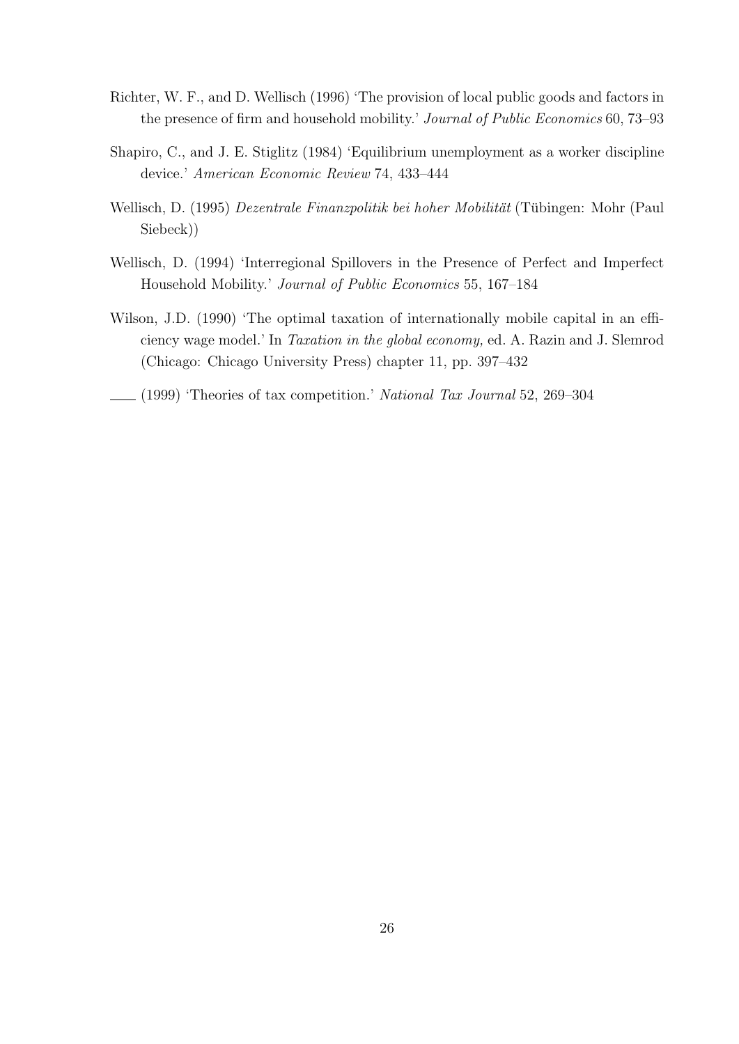Richter, W. F., and D. Wellisch (1996) 'The provision of local public goods and factors in the presence of firm and household mobility.' *Journal of Public Economics* 60, 73–93

Shapiro, C., and J. E. Stiglitz (1984) 'Equilibrium unemployment as a worker discipline device.' *American Economic Review* 74, 433–444

Wellisch, D. (1995) *Dezentrale Finanzpolitik bei hoher Mobilität* (Tübingen: Mohr (Paul Siebeck))

Wellisch, D. (1994) 'Interregional Spillovers in the Presence of Perfect and Imperfect Household Mobility.' *Journal of Public Economics* 55, 167–184

Wilson, J.D. (1990) 'The optimal taxation of internationally mobile capital in an efficiency wage model.' In *Taxation in the global economy,* ed. A. Razin and J. Slemrod (Chicago: Chicago University Press) chapter 11, pp. 397–432

—— (1999) 'Theories of tax competition.' *National Tax Journal* 52, 269–304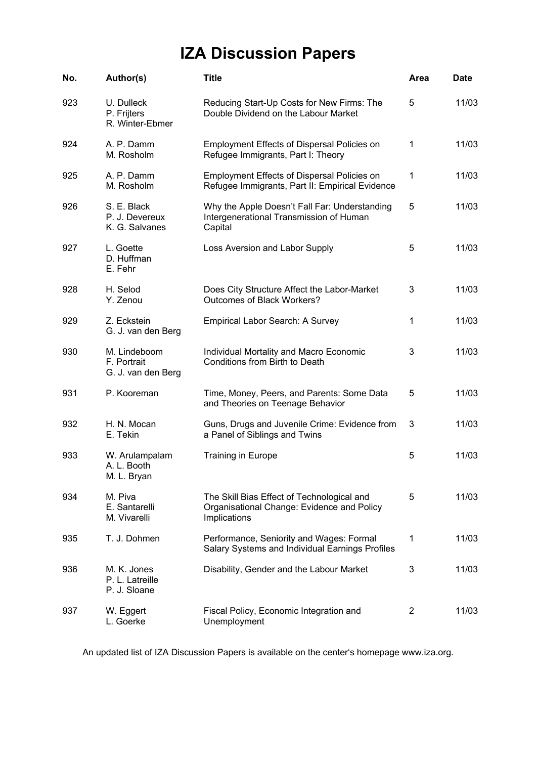# IZA Discussion Papers

| No. | Author(s) | Title | Area | Date |
|---|---|---|---|---|
| 923 | U. Dulleck<br>P. Frijters<br>R. Winter-Ebmer | Reducing Start-Up Costs for New Firms: The Double Dividend on the Labour Market | 5 | 11/03 |
| 924 | A. P. Damm<br>M. Rosholm | Employment Effects of Dispersal Policies on Refugee Immigrants, Part I: Theory | 1 | 11/03 |
| 925 | A. P. Damm<br>M. Rosholm | Employment Effects of Dispersal Policies on Refugee Immigrants, Part II: Empirical Evidence | 1 | 11/03 |
| 926 | S. E. Black<br>P. J. Devereux<br>K. G. Salvanes | Why the Apple Doesn't Fall Far: Understanding Intergenerational Transmission of Human Capital | 5 | 11/03 |
| 927 | L. Goette<br>D. Huffman<br>E. Fehr | Loss Aversion and Labor Supply | 5 | 11/03 |
| 928 | H. Selod<br>Y. Zenou | Does City Structure Affect the Labor-Market Outcomes of Black Workers? | 3 | 11/03 |
| 929 | Z. Eckstein<br>G. J. van den Berg | Empirical Labor Search: A Survey | 1 | 11/03 |
| 930 | M. Lindeboom<br>F. Portrait<br>G. J. van den Berg | Individual Mortality and Macro Economic Conditions from Birth to Death | 3 | 11/03 |
| 931 | P. Kooreman | Time, Money, Peers, and Parents: Some Data and Theories on Teenage Behavior | 5 | 11/03 |
| 932 | H. N. Mocan<br>E. Tekin | Guns, Drugs and Juvenile Crime: Evidence from a Panel of Siblings and Twins | 3 | 11/03 |
| 933 | W. Arulampalam<br>A. L. Booth<br>M. L. Bryan | Training in Europe | 5 | 11/03 |
| 934 | M. Piva<br>E. Santarelli<br>M. Vivarelli | The Skill Bias Effect of Technological and Organisational Change: Evidence and Policy Implications | 5 | 11/03 |
| 935 | T. J. Dohmen | Performance, Seniority and Wages: Formal Salary Systems and Individual Earnings Profiles | 1 | 11/03 |
| 936 | M. K. Jones<br>P. L. Latreille<br>P. J. Sloane | Disability, Gender and the Labour Market | 3 | 11/03 |
| 937 | W. Eggert<br>L. Goerke | Fiscal Policy, Economic Integration and Unemployment | 2 | 11/03 |

An updated list of IZA Discussion Papers is available on the center's homepage www.iza.org.